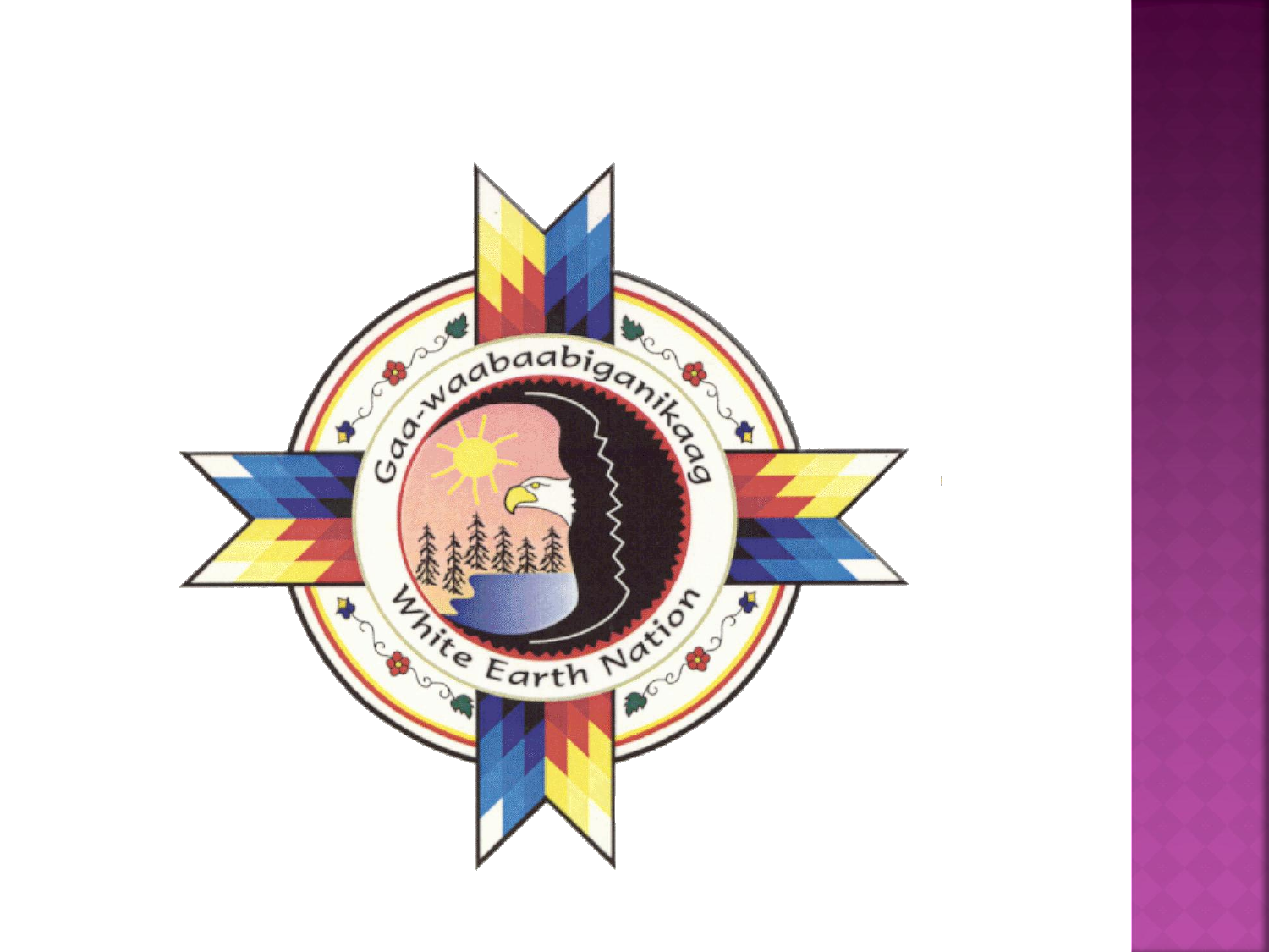Gaa-waabaabiganikaag

White Earth Nation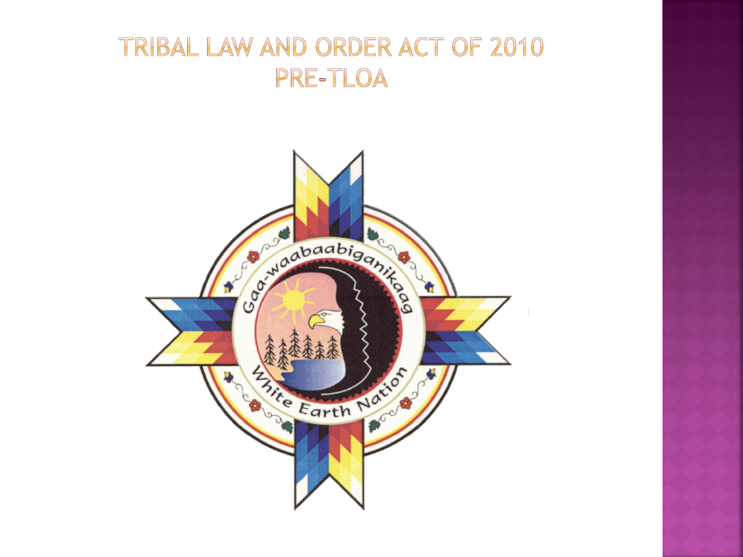# Tribal Law and Order Act of 2010
# Pre-TLOA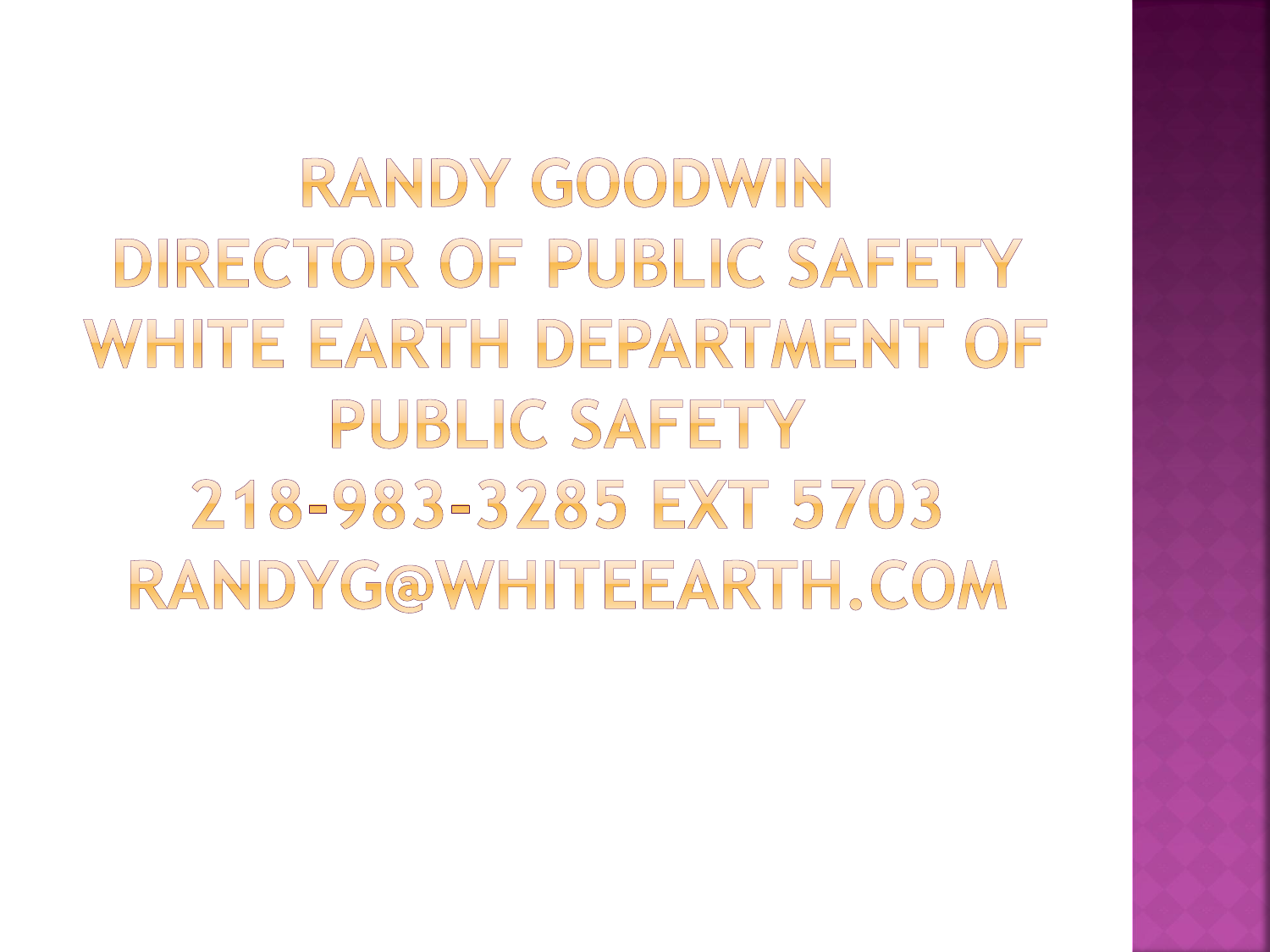# RANDY GOODWIN
# DIRECTOR OF PUBLIC SAFETY
# WHITE EARTH DEPARTMENT OF PUBLIC SAFETY
# 218-983-3285 EXT 5703
# RANDYG@WHITEEARTH.COM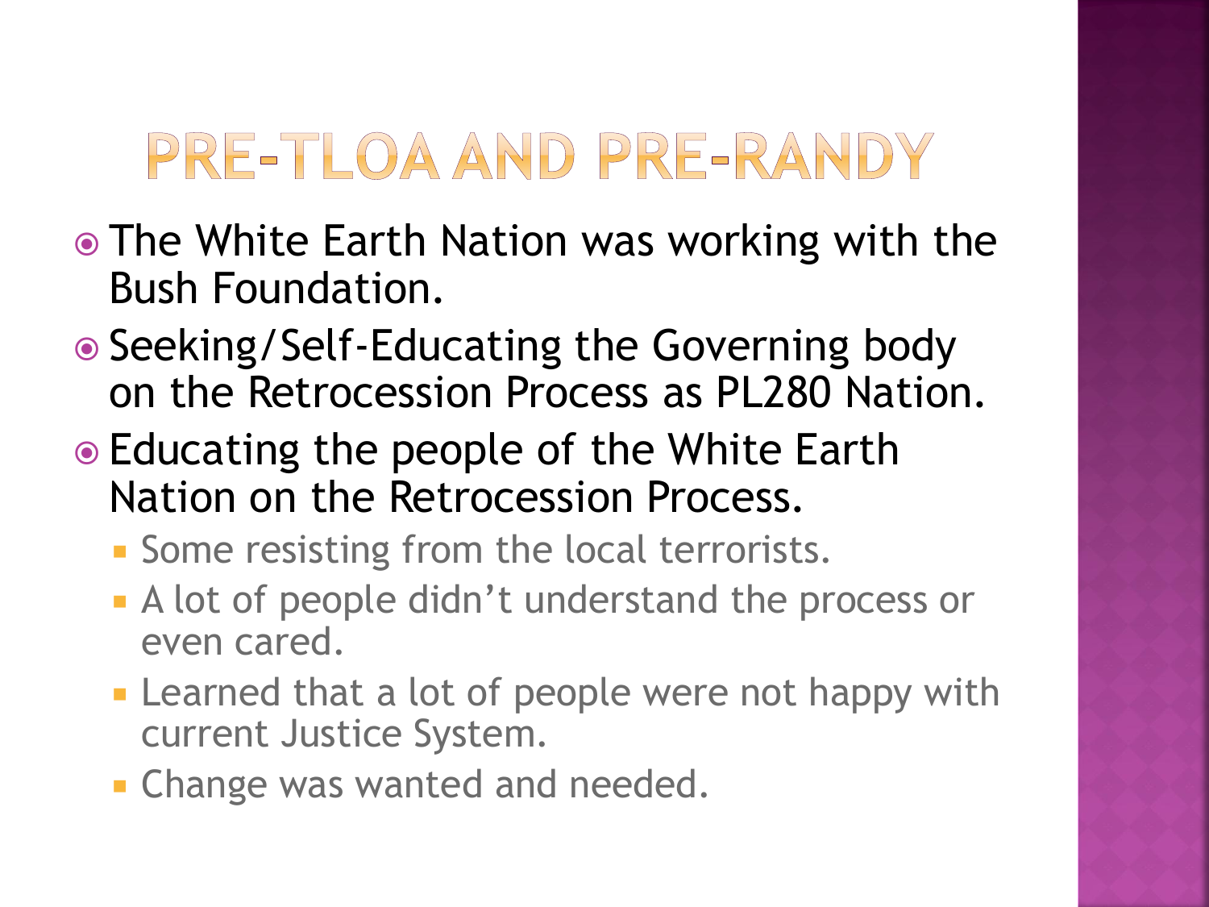# PRE-TLOA AND PRE-RANDY

- The White Earth Nation was working with the Bush Foundation.
- Seeking/Self-Educating the Governing body on the Retrocession Process as PL280 Nation.
- Educating the people of the White Earth Nation on the Retrocession Process.
  - Some resisting from the local terrorists.
  - A lot of people didn't understand the process or even cared.
  - Learned that a lot of people were not happy with current Justice System.
  - Change was wanted and needed.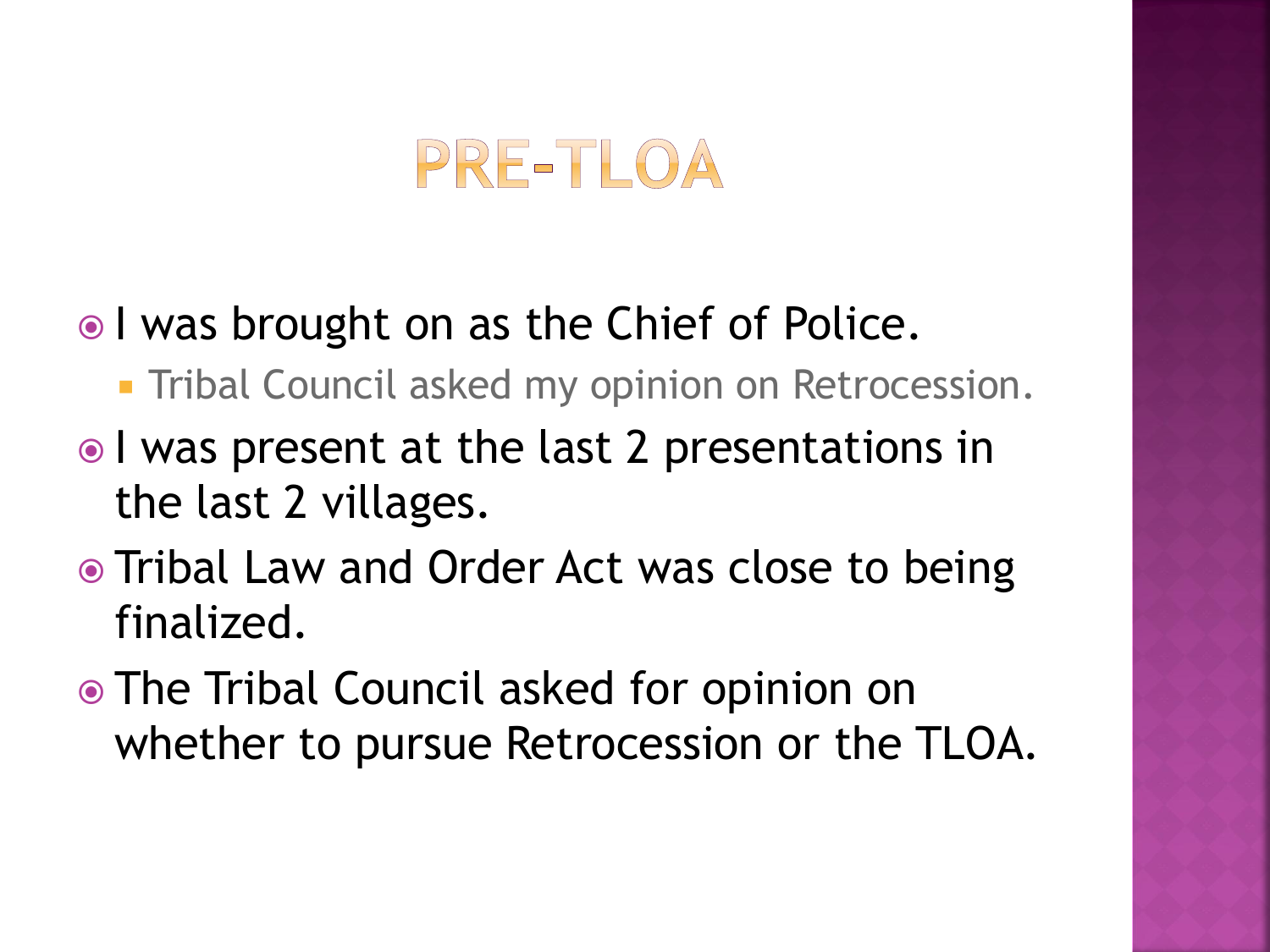# PRE-TLOA

- I was brought on as the Chief of Police.
  - Tribal Council asked my opinion on Retrocession.
- I was present at the last 2 presentations in the last 2 villages.
- Tribal Law and Order Act was close to being finalized.
- The Tribal Council asked for opinion on whether to pursue Retrocession or the TLOA.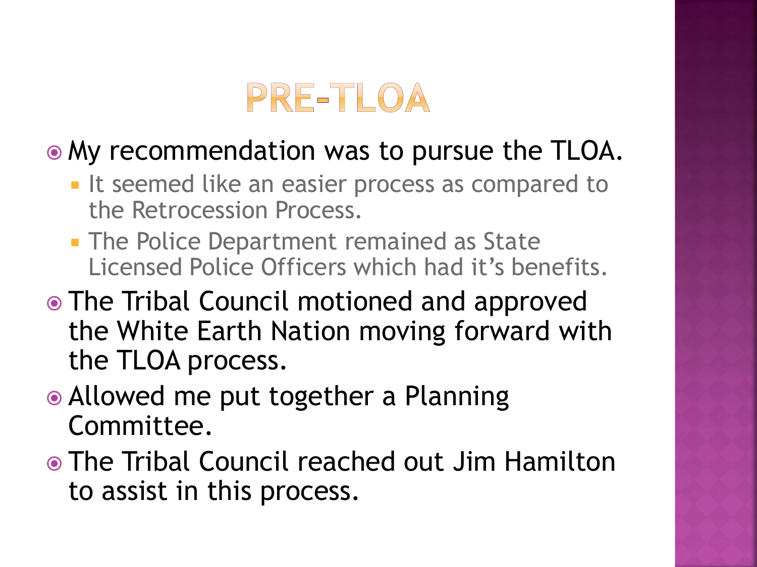# PRE-TLOA

- My recommendation was to pursue the TLOA.
  - It seemed like an easier process as compared to the Retrocession Process.
  - The Police Department remained as State Licensed Police Officers which had it's benefits.
- The Tribal Council motioned and approved the White Earth Nation moving forward with the TLOA process.
- Allowed me put together a Planning Committee.
- The Tribal Council reached out Jim Hamilton to assist in this process.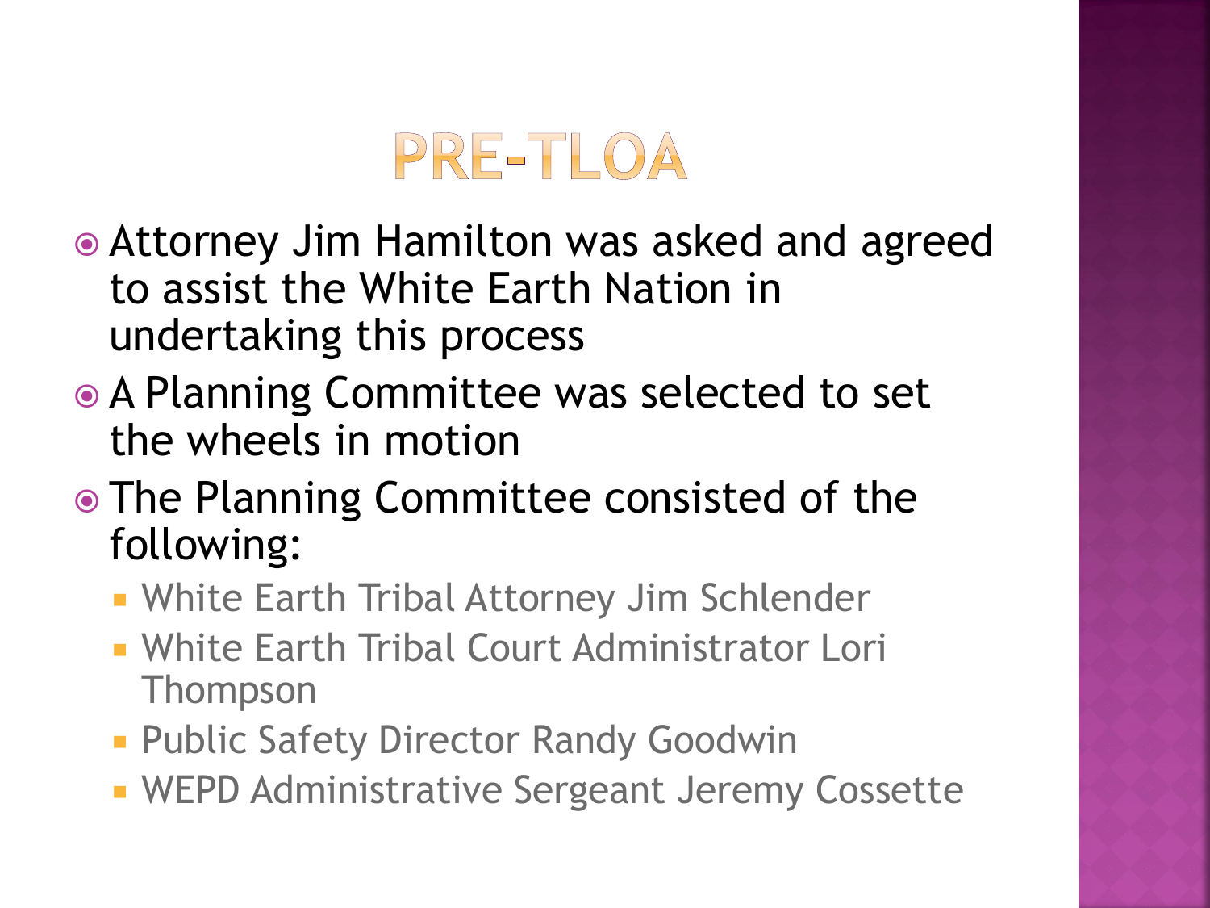# PRE-TLOA

- Attorney Jim Hamilton was asked and agreed to assist the White Earth Nation in undertaking this process
- A Planning Committee was selected to set the wheels in motion
- The Planning Committee consisted of the following:
  - White Earth Tribal Attorney Jim Schlender
  - White Earth Tribal Court Administrator Lori Thompson
  - Public Safety Director Randy Goodwin
  - WEPD Administrative Sergeant Jeremy Cossette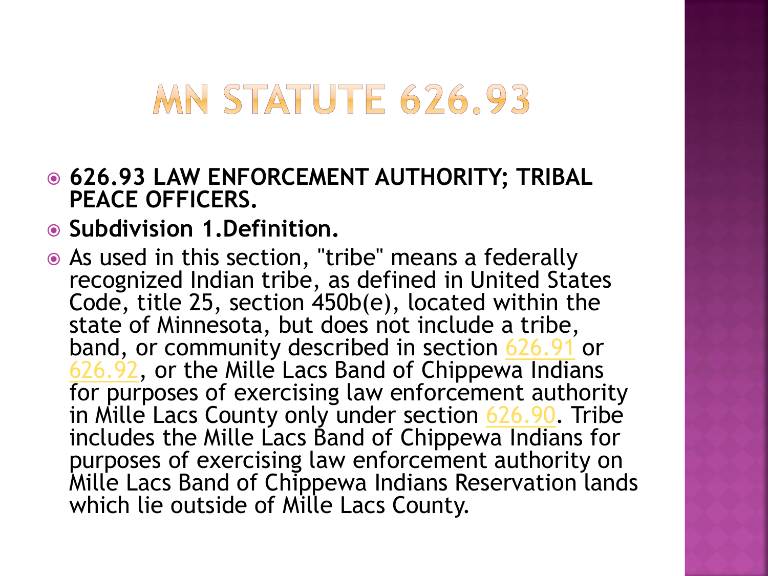# MN Statute 626.93

- **626.93 LAW ENFORCEMENT AUTHORITY; TRIBAL PEACE OFFICERS.**
- **Subdivision 1.Definition.**
- As used in this section, "tribe" means a federally recognized Indian tribe, as defined in United States Code, title 25, section 450b(e), located within the state of Minnesota, but does not include a tribe, band, or community described in section 626.91 or 626.92, or the Mille Lacs Band of Chippewa Indians for purposes of exercising law enforcement authority in Mille Lacs County only under section 626.90. Tribe includes the Mille Lacs Band of Chippewa Indians for purposes of exercising law enforcement authority on Mille Lacs Band of Chippewa Indians Reservation lands which lie outside of Mille Lacs County.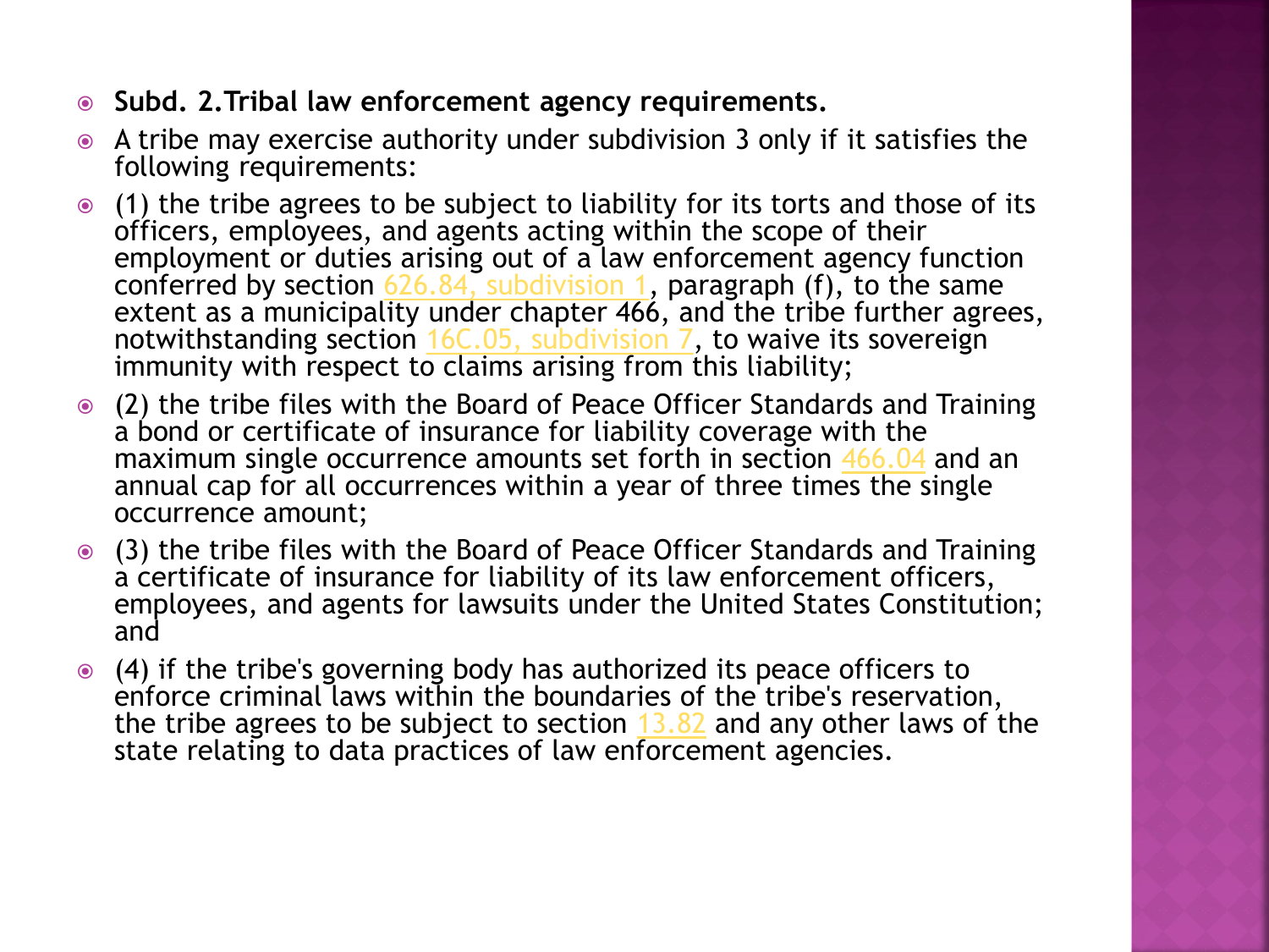- **Subd. 2.Tribal law enforcement agency requirements.**
- A tribe may exercise authority under subdivision 3 only if it satisfies the following requirements:
- (1) the tribe agrees to be subject to liability for its torts and those of its officers, employees, and agents acting within the scope of their employment or duties arising out of a law enforcement agency function conferred by section 626.84, subdivision 1, paragraph (f), to the same extent as a municipality under chapter 466, and the tribe further agrees, notwithstanding section 16C.05, subdivision 7, to waive its sovereign immunity with respect to claims arising from this liability;
- (2) the tribe files with the Board of Peace Officer Standards and Training a bond or certificate of insurance for liability coverage with the maximum single occurrence amounts set forth in section 466.04 and an annual cap for all occurrences within a year of three times the single occurrence amount;
- (3) the tribe files with the Board of Peace Officer Standards and Training a certificate of insurance for liability of its law enforcement officers, employees, and agents for lawsuits under the United States Constitution; and
- (4) if the tribe's governing body has authorized its peace officers to enforce criminal laws within the boundaries of the tribe's reservation, the tribe agrees to be subject to section 13.82 and any other laws of the state relating to data practices of law enforcement agencies.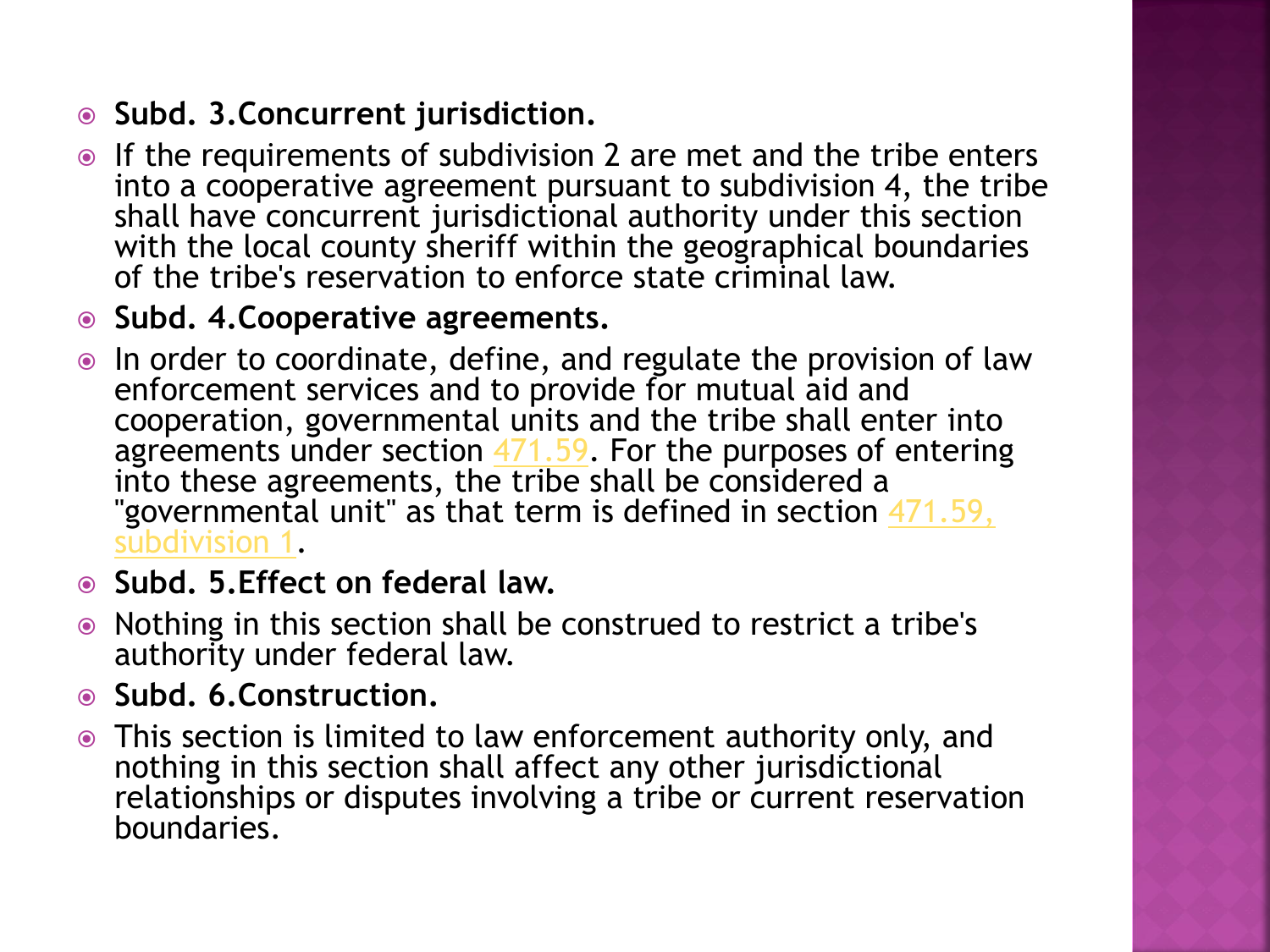- **Subd. 3.Concurrent jurisdiction.**
- If the requirements of subdivision 2 are met and the tribe enters into a cooperative agreement pursuant to subdivision 4, the tribe shall have concurrent jurisdictional authority under this section with the local county sheriff within the geographical boundaries of the tribe's reservation to enforce state criminal law.
- **Subd. 4.Cooperative agreements.**
- In order to coordinate, define, and regulate the provision of law enforcement services and to provide for mutual aid and cooperation, governmental units and the tribe shall enter into agreements under section 471.59. For the purposes of entering into these agreements, the tribe shall be considered a "governmental unit" as that term is defined in section 471.59, subdivision 1.
- **Subd. 5.Effect on federal law.**
- Nothing in this section shall be construed to restrict a tribe's authority under federal law.
- **Subd. 6.Construction.**
- This section is limited to law enforcement authority only, and nothing in this section shall affect any other jurisdictional relationships or disputes involving a tribe or current reservation boundaries.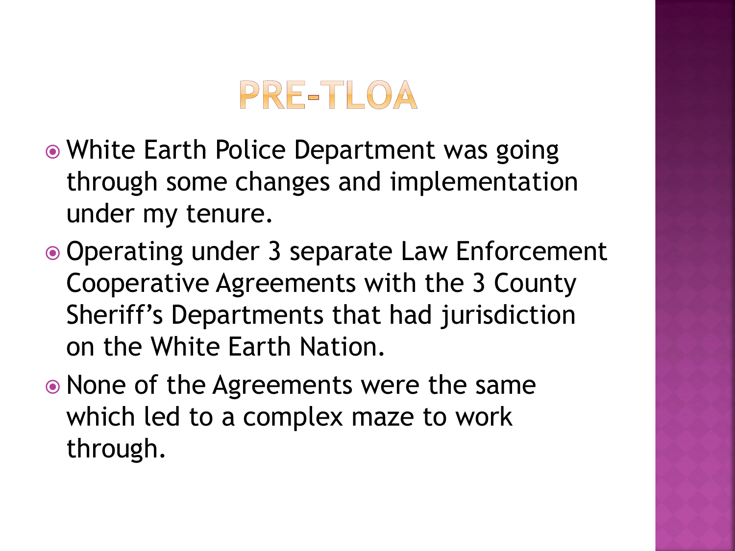# PRE-TLOA

- White Earth Police Department was going through some changes and implementation under my tenure.
- Operating under 3 separate Law Enforcement Cooperative Agreements with the 3 County Sheriff's Departments that had jurisdiction on the White Earth Nation.
- None of the Agreements were the same which led to a complex maze to work through.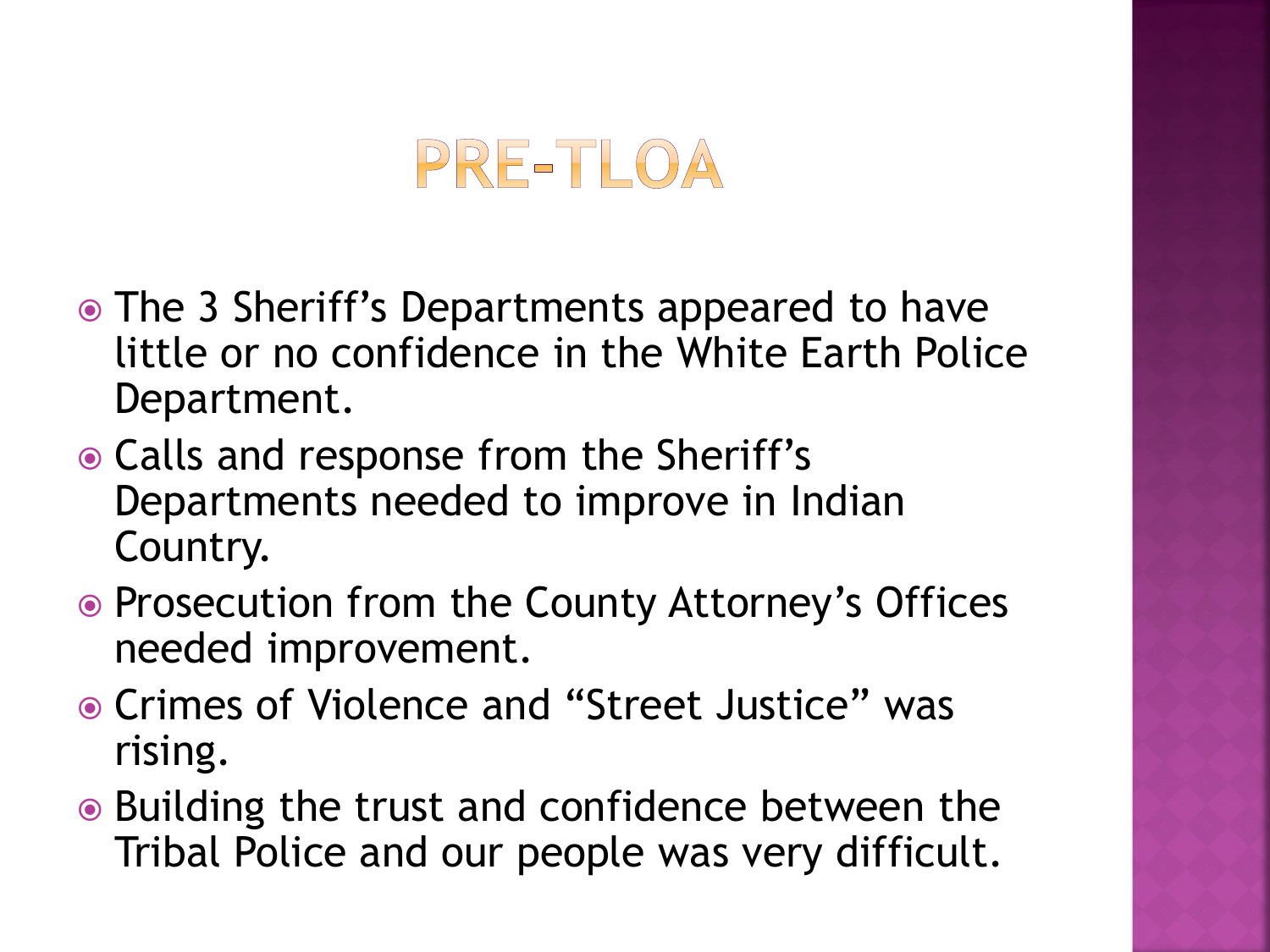# PRE-TLOA

- The 3 Sheriff's Departments appeared to have little or no confidence in the White Earth Police Department.
- Calls and response from the Sheriff's Departments needed to improve in Indian Country.
- Prosecution from the County Attorney's Offices needed improvement.
- Crimes of Violence and "Street Justice" was rising.
- Building the trust and confidence between the Tribal Police and our people was very difficult.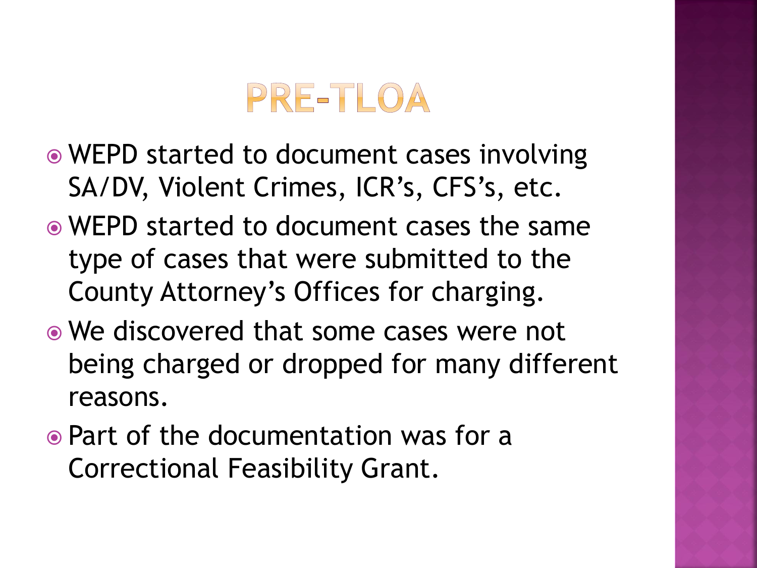# PRE-TLOA

- WEPD started to document cases involving SA/DV, Violent Crimes, ICR's, CFS's, etc.
- WEPD started to document cases the same type of cases that were submitted to the County Attorney's Offices for charging.
- We discovered that some cases were not being charged or dropped for many different reasons.
- Part of the documentation was for a Correctional Feasibility Grant.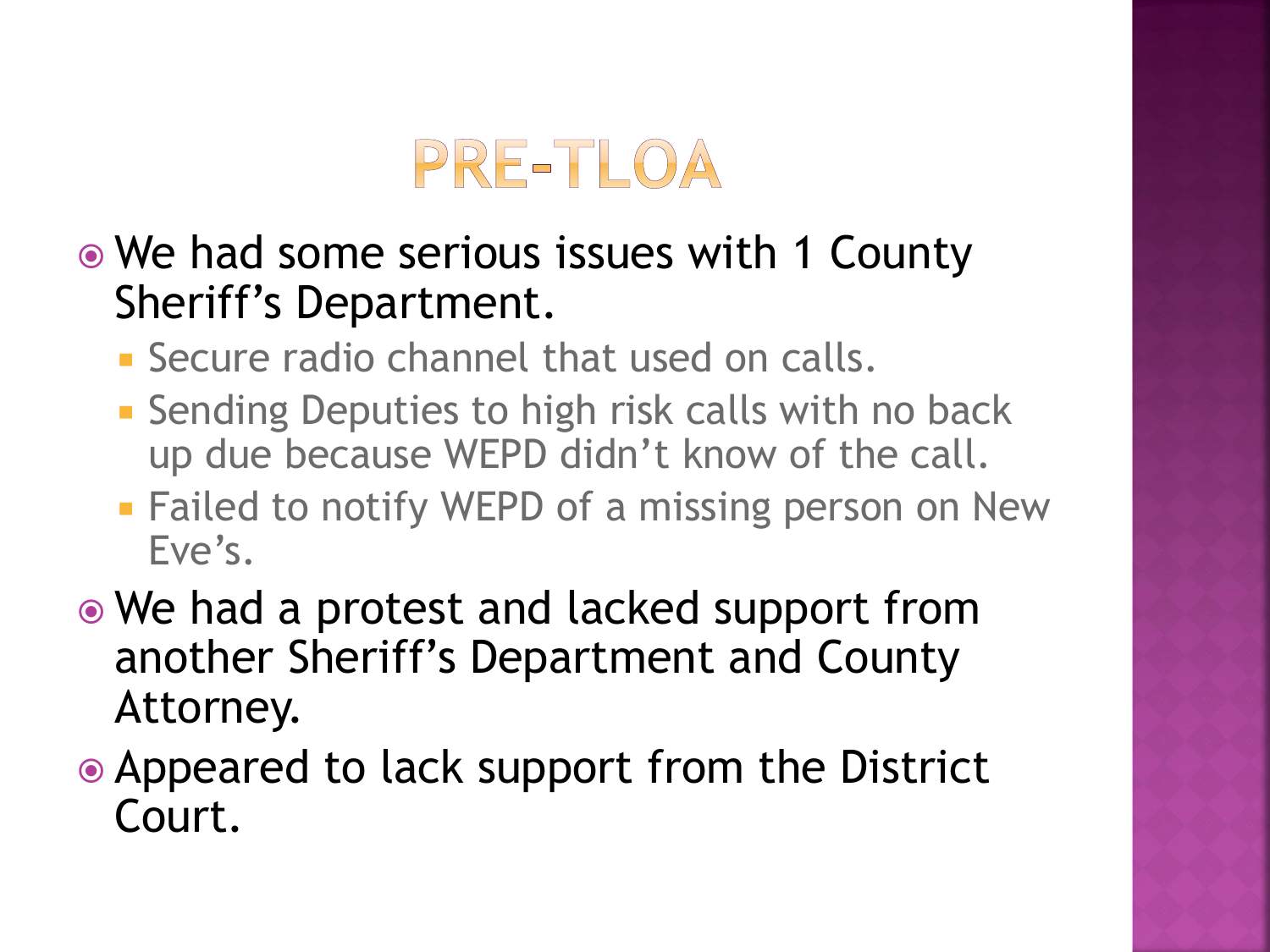# PRE-TLOA

- We had some serious issues with 1 County Sheriff's Department.
  - Secure radio channel that used on calls.
  - Sending Deputies to high risk calls with no back up due because WEPD didn't know of the call.
  - Failed to notify WEPD of a missing person on New Eve's.
- We had a protest and lacked support from another Sheriff's Department and County Attorney.
- Appeared to lack support from the District Court.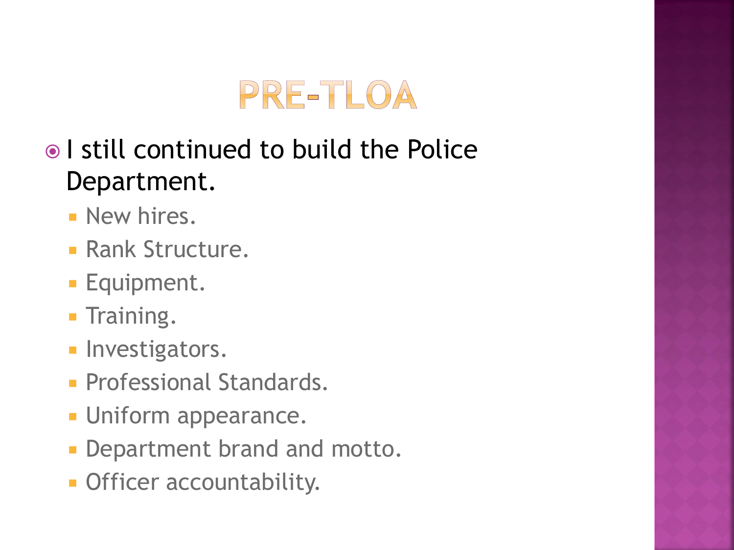# PRE-TLOA

- I still continued to build the Police Department.
  - New hires.
  - Rank Structure.
  - Equipment.
  - Training.
  - Investigators.
  - Professional Standards.
  - Uniform appearance.
  - Department brand and motto.
  - Officer accountability.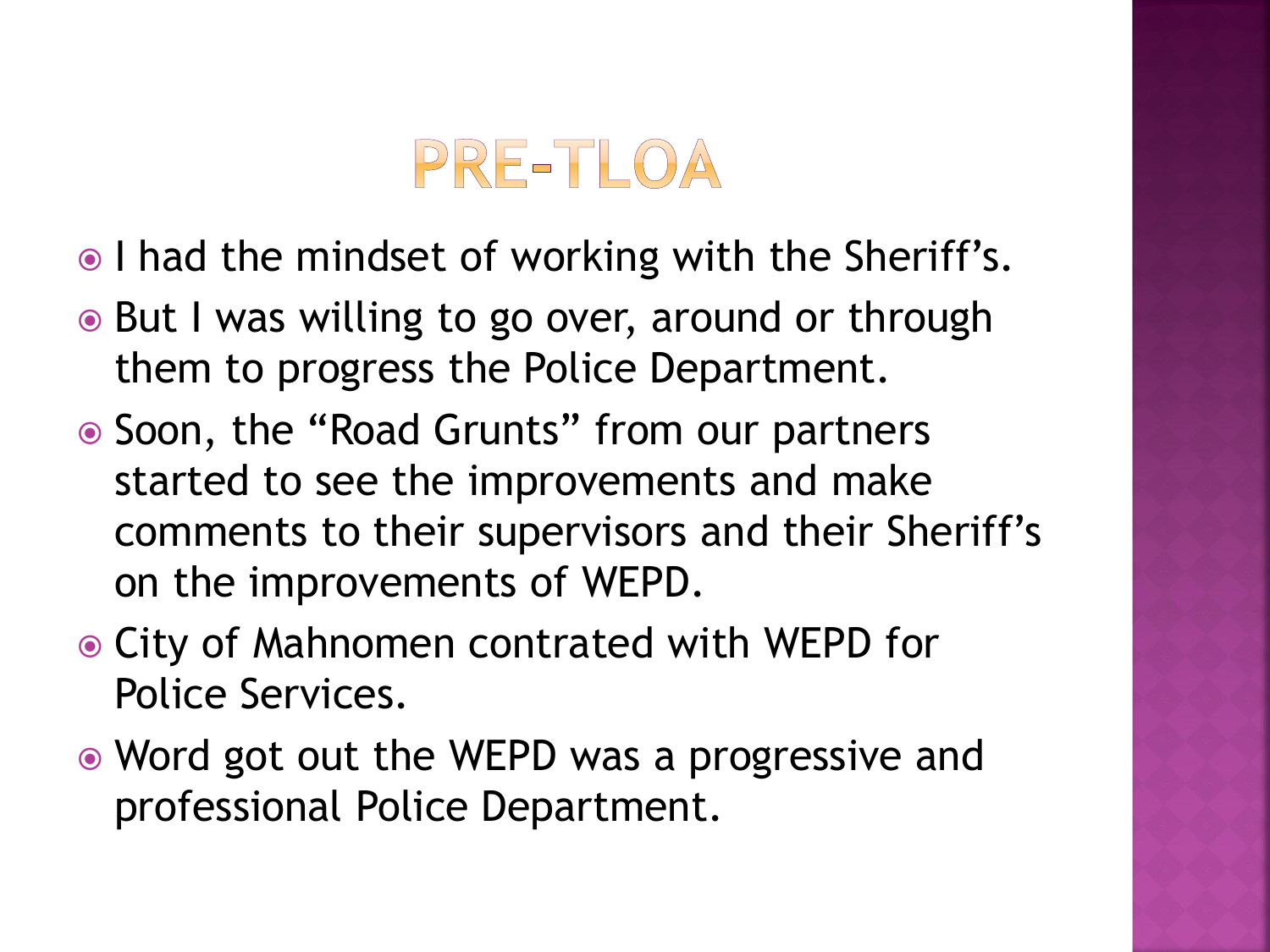# PRE-TLOA

- I had the mindset of working with the Sheriff's.
- But I was willing to go over, around or through them to progress the Police Department.
- Soon, the "Road Grunts" from our partners started to see the improvements and make comments to their supervisors and their Sheriff's on the improvements of WEPD.
- City of Mahnomen contrated with WEPD for Police Services.
- Word got out the WEPD was a progressive and professional Police Department.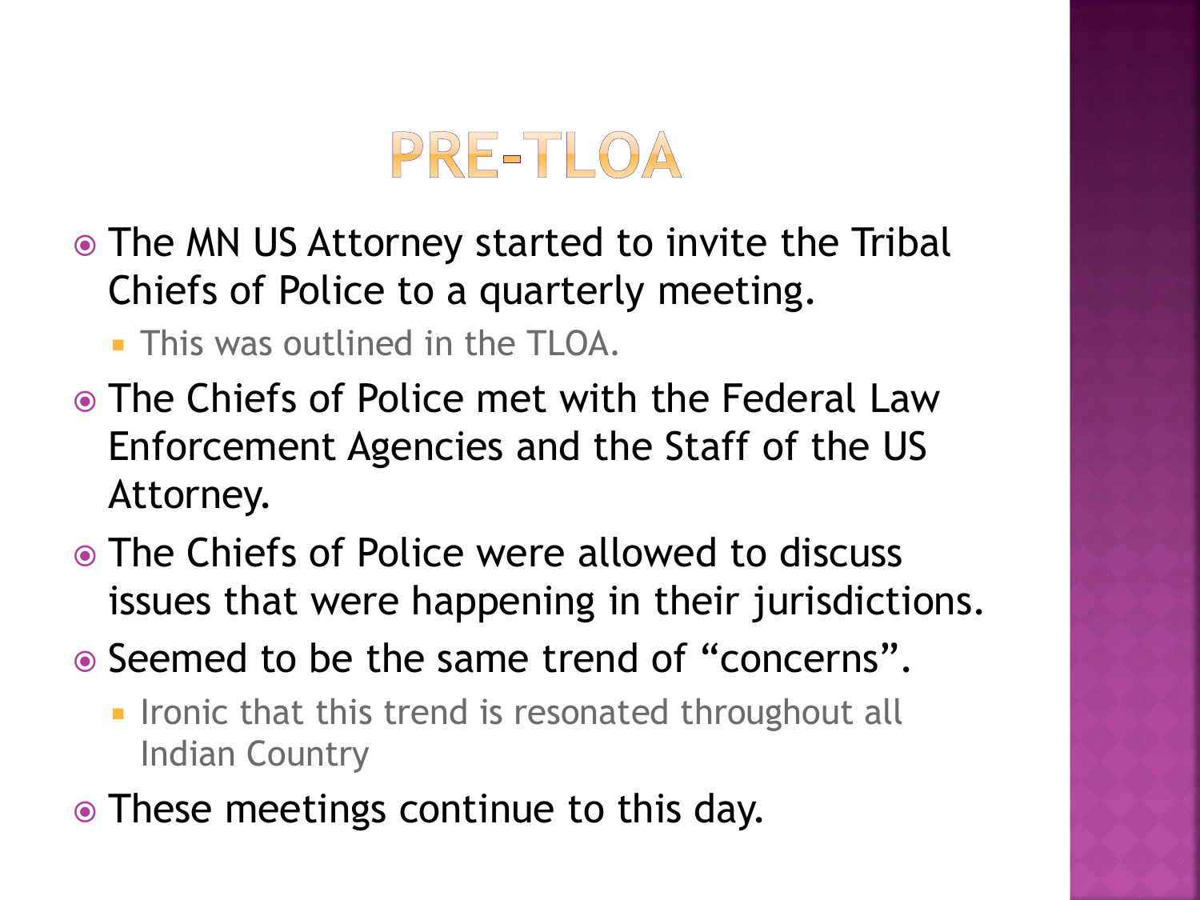# PRE-TLOA

- The MN US Attorney started to invite the Tribal Chiefs of Police to a quarterly meeting.
  - This was outlined in the TLOA.
- The Chiefs of Police met with the Federal Law Enforcement Agencies and the Staff of the US Attorney.
- The Chiefs of Police were allowed to discuss issues that were happening in their jurisdictions.
- Seemed to be the same trend of "concerns".
  - Ironic that this trend is resonated throughout all Indian Country
- These meetings continue to this day.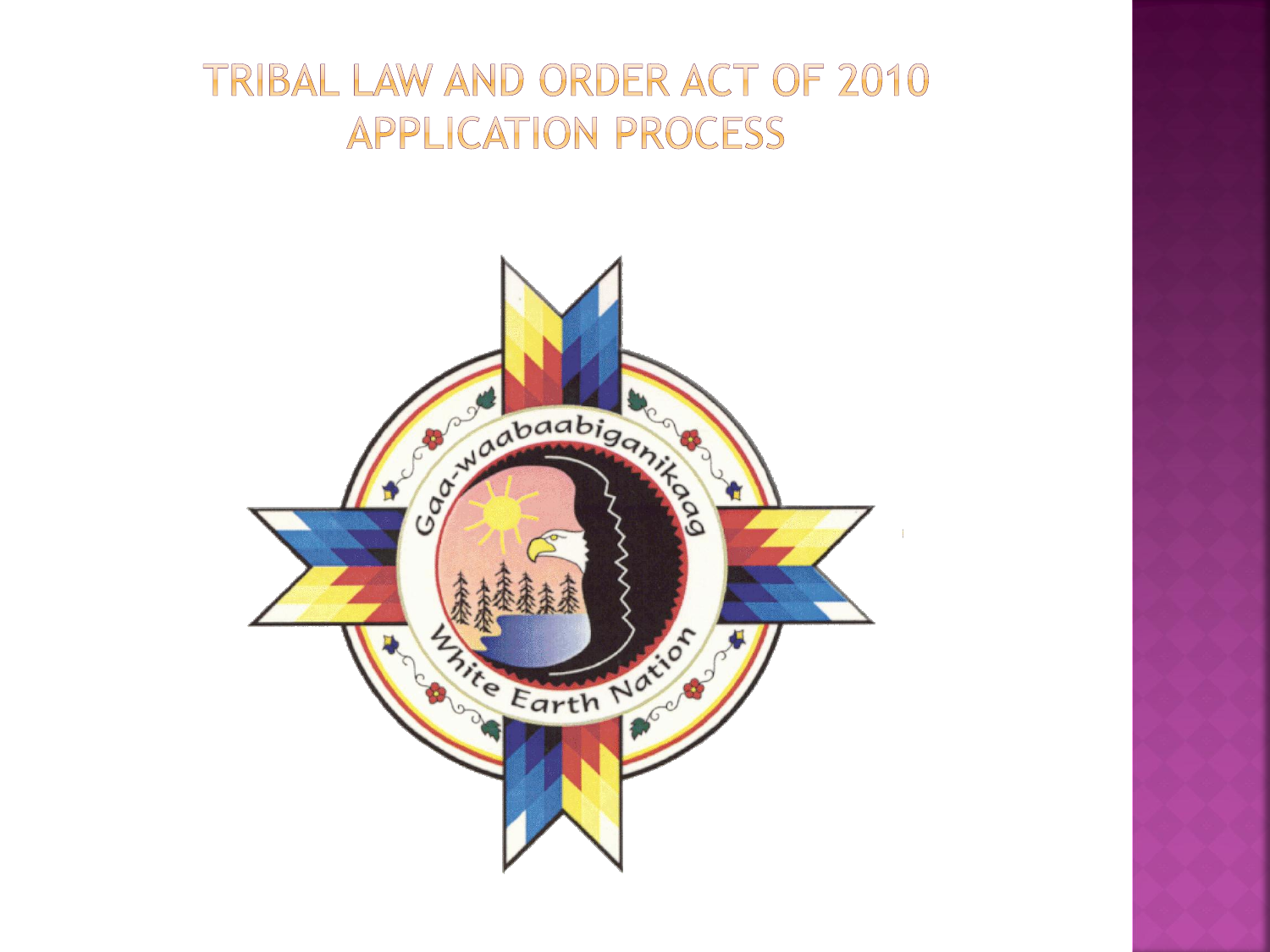# TRIBAL LAW AND ORDER ACT OF 2010 APPLICATION PROCESS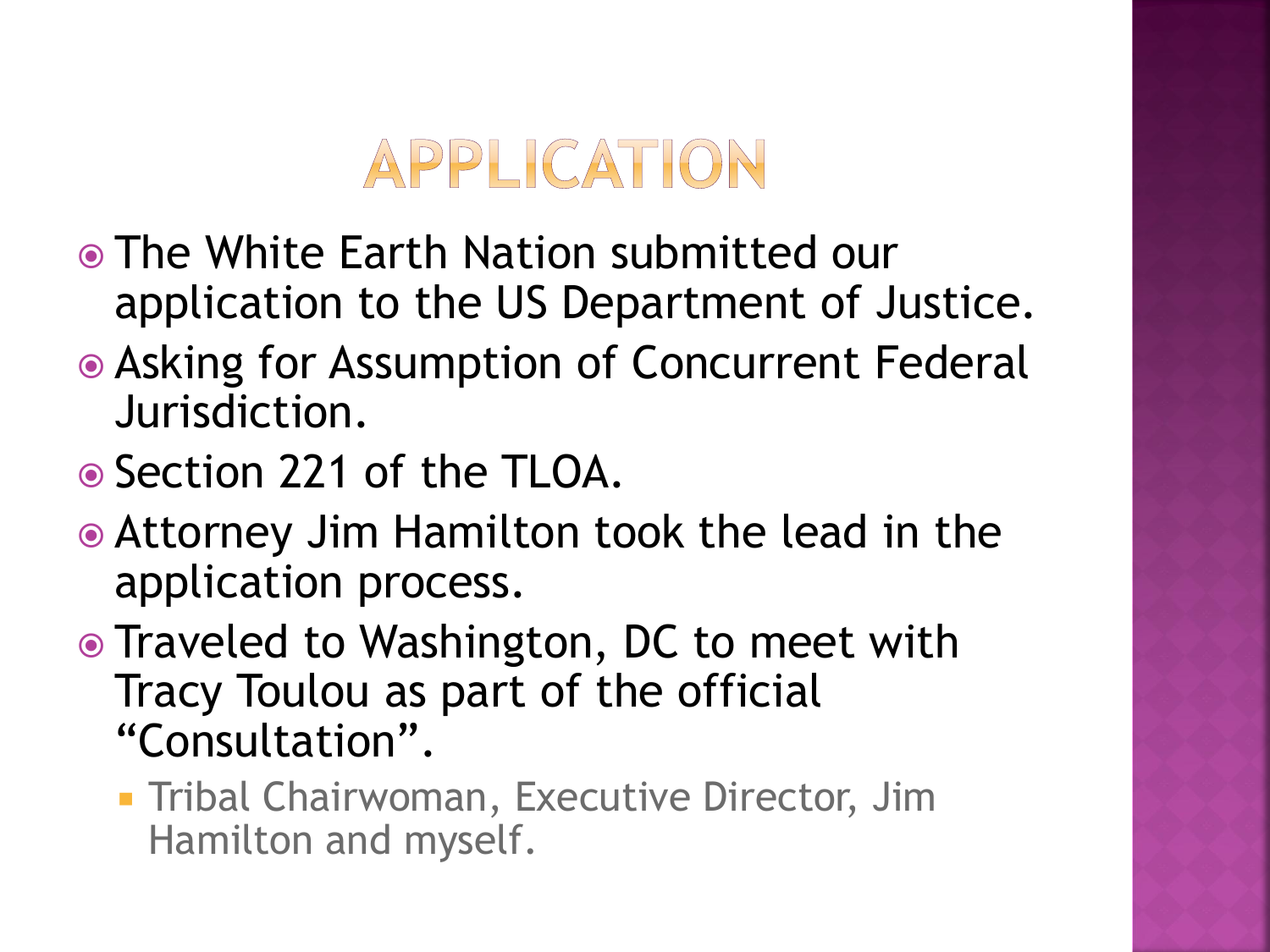# APPLICATION

- The White Earth Nation submitted our application to the US Department of Justice.
- Asking for Assumption of Concurrent Federal Jurisdiction.
- Section 221 of the TLOA.
- Attorney Jim Hamilton took the lead in the application process.
- Traveled to Washington, DC to meet with Tracy Toulou as part of the official "Consultation".
  - Tribal Chairwoman, Executive Director, Jim Hamilton and myself.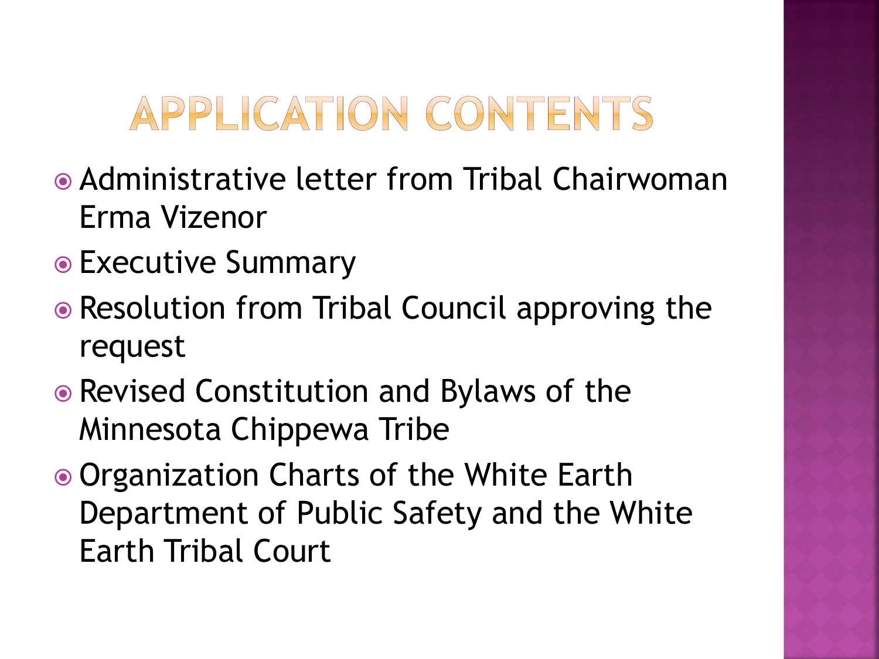# APPLICATION CONTENTS

- Administrative letter from Tribal Chairwoman Erma Vizenor
- Executive Summary
- Resolution from Tribal Council approving the request
- Revised Constitution and Bylaws of the Minnesota Chippewa Tribe
- Organization Charts of the White Earth Department of Public Safety and the White Earth Tribal Court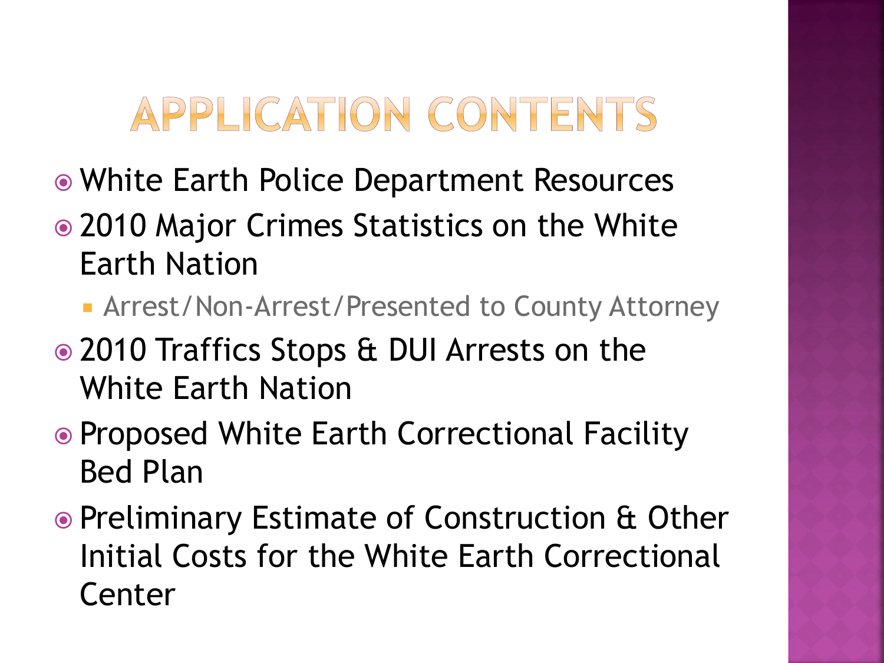# APPLICATION CONTENTS

- White Earth Police Department Resources
- 2010 Major Crimes Statistics on the White Earth Nation
  - Arrest/Non-Arrest/Presented to County Attorney
- 2010 Traffics Stops & DUI Arrests on the White Earth Nation
- Proposed White Earth Correctional Facility Bed Plan
- Preliminary Estimate of Construction & Other Initial Costs for the White Earth Correctional Center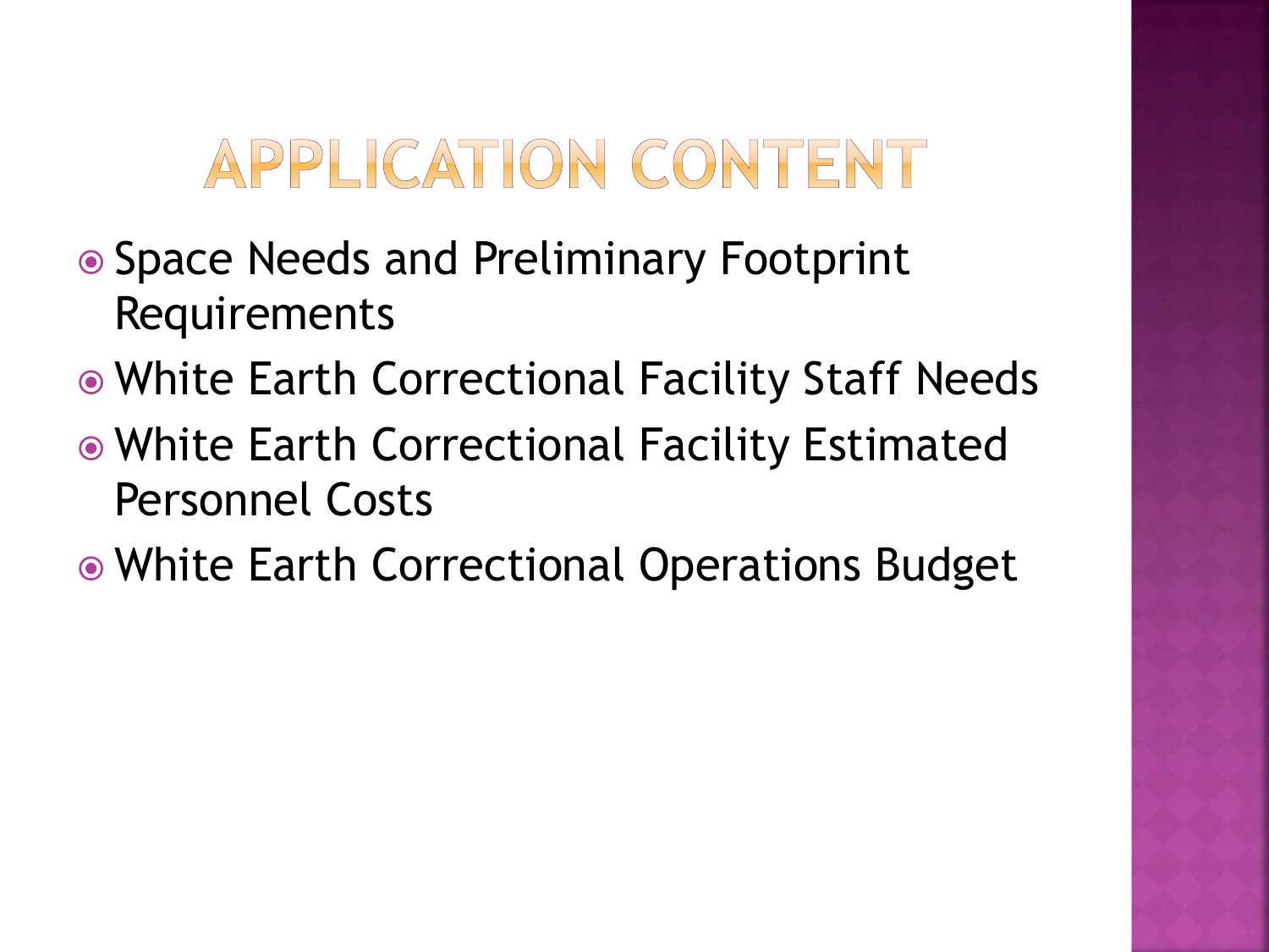# APPLICATION CONTENT

- Space Needs and Preliminary Footprint Requirements
- White Earth Correctional Facility Staff Needs
- White Earth Correctional Facility Estimated Personnel Costs
- White Earth Correctional Operations Budget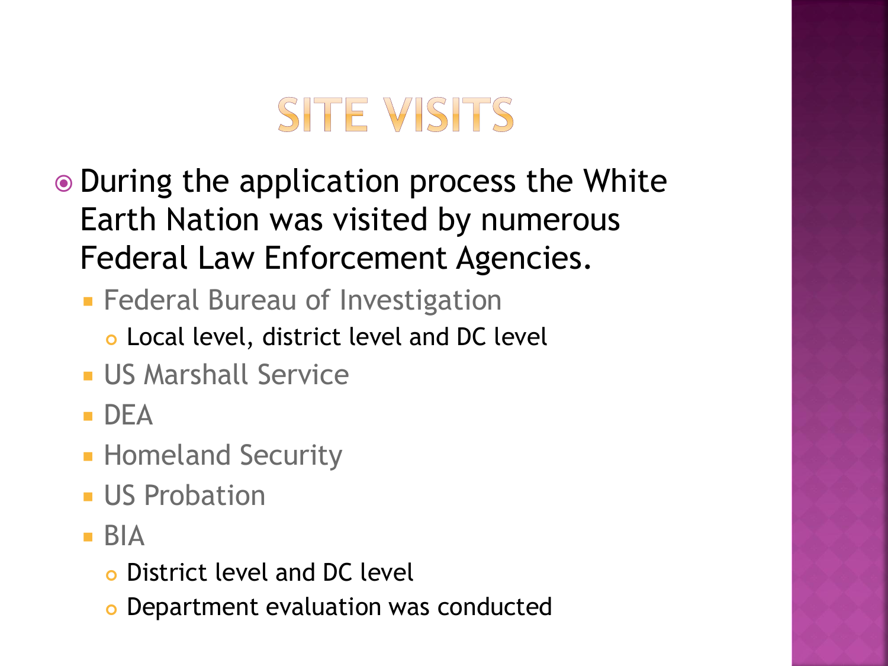# SITE VISITS

- During the application process the White Earth Nation was visited by numerous Federal Law Enforcement Agencies.
  - Federal Bureau of Investigation
    - Local level, district level and DC level
  - US Marshall Service
  - DEA
  - Homeland Security
  - US Probation
  - BIA
    - District level and DC level
    - Department evaluation was conducted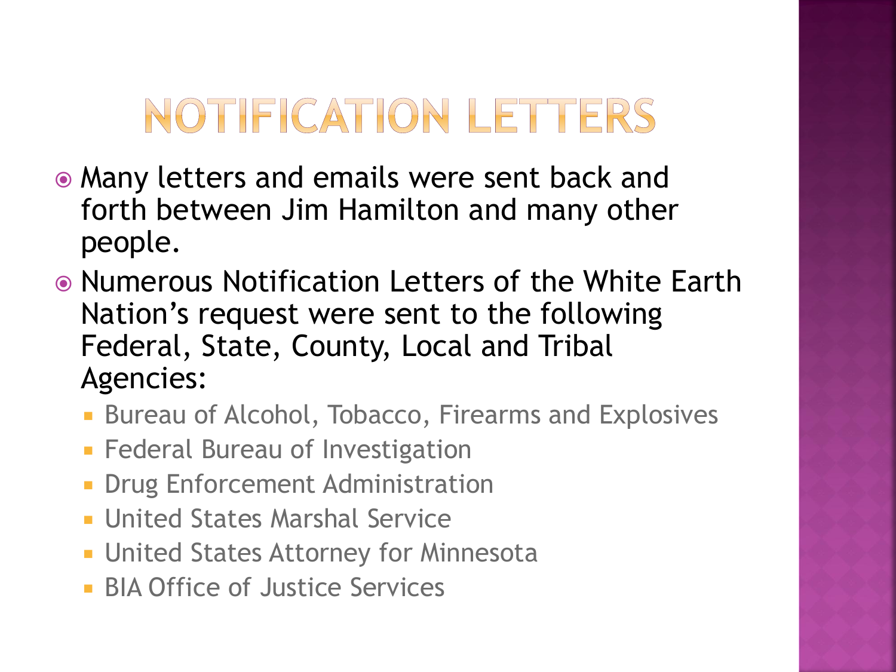# NOTIFICATION LETTERS

- Many letters and emails were sent back and forth between Jim Hamilton and many other people.
- Numerous Notification Letters of the White Earth Nation's request were sent to the following Federal, State, County, Local and Tribal Agencies:
  - Bureau of Alcohol, Tobacco, Firearms and Explosives
  - Federal Bureau of Investigation
  - Drug Enforcement Administration
  - United States Marshal Service
  - United States Attorney for Minnesota
  - BIA Office of Justice Services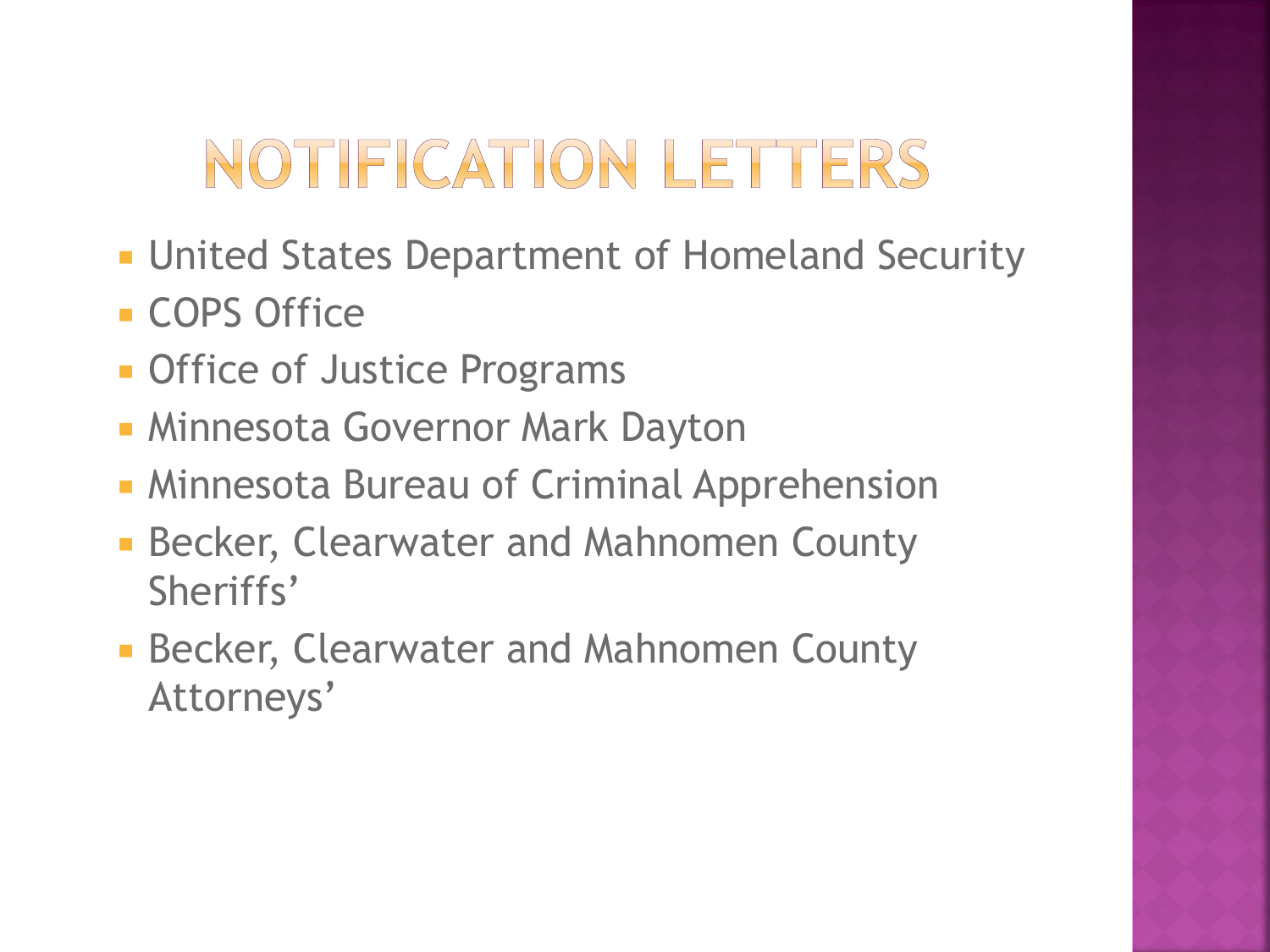# NOTIFICATION LETTERS

- United States Department of Homeland Security
- COPS Office
- Office of Justice Programs
- Minnesota Governor Mark Dayton
- Minnesota Bureau of Criminal Apprehension
- Becker, Clearwater and Mahnomen County Sheriffs'
- Becker, Clearwater and Mahnomen County Attorneys'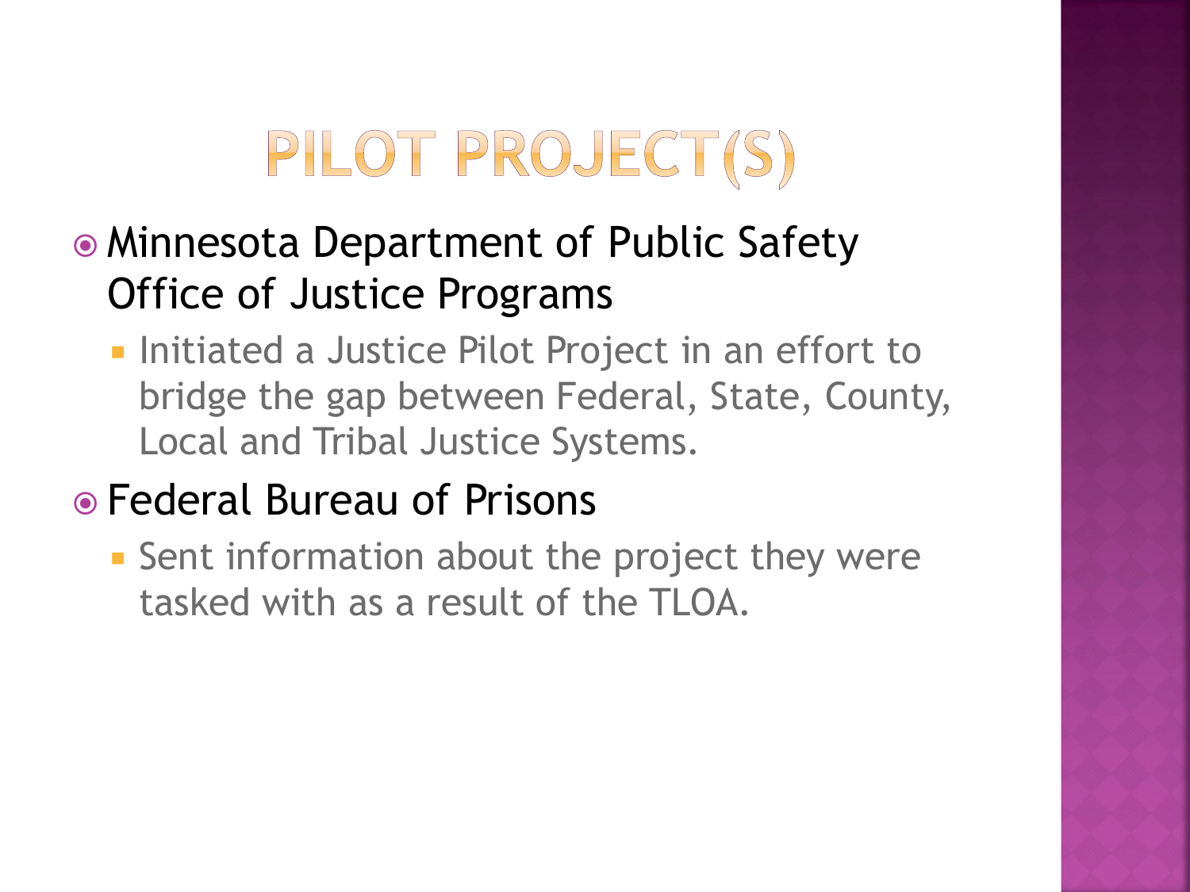# PILOT PROJECT(S)

- Minnesota Department of Public Safety Office of Justice Programs
  - Initiated a Justice Pilot Project in an effort to bridge the gap between Federal, State, County, Local and Tribal Justice Systems.
- Federal Bureau of Prisons
  - Sent information about the project they were tasked with as a result of the TLOA.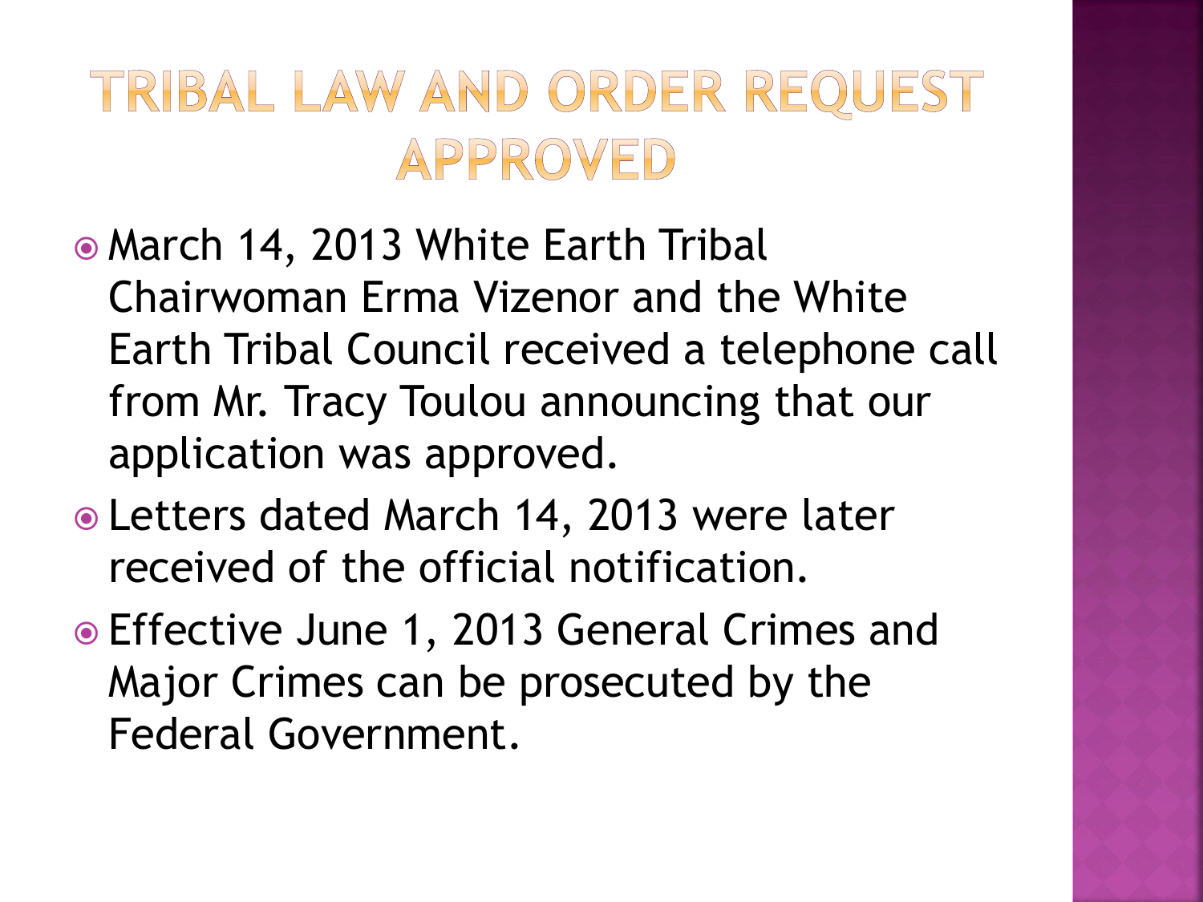# TRIBAL LAW AND ORDER REQUEST APPROVED

- March 14, 2013 White Earth Tribal Chairwoman Erma Vizenor and the White Earth Tribal Council received a telephone call from Mr. Tracy Toulou announcing that our application was approved.
- Letters dated March 14, 2013 were later received of the official notification.
- Effective June 1, 2013 General Crimes and Major Crimes can be prosecuted by the Federal Government.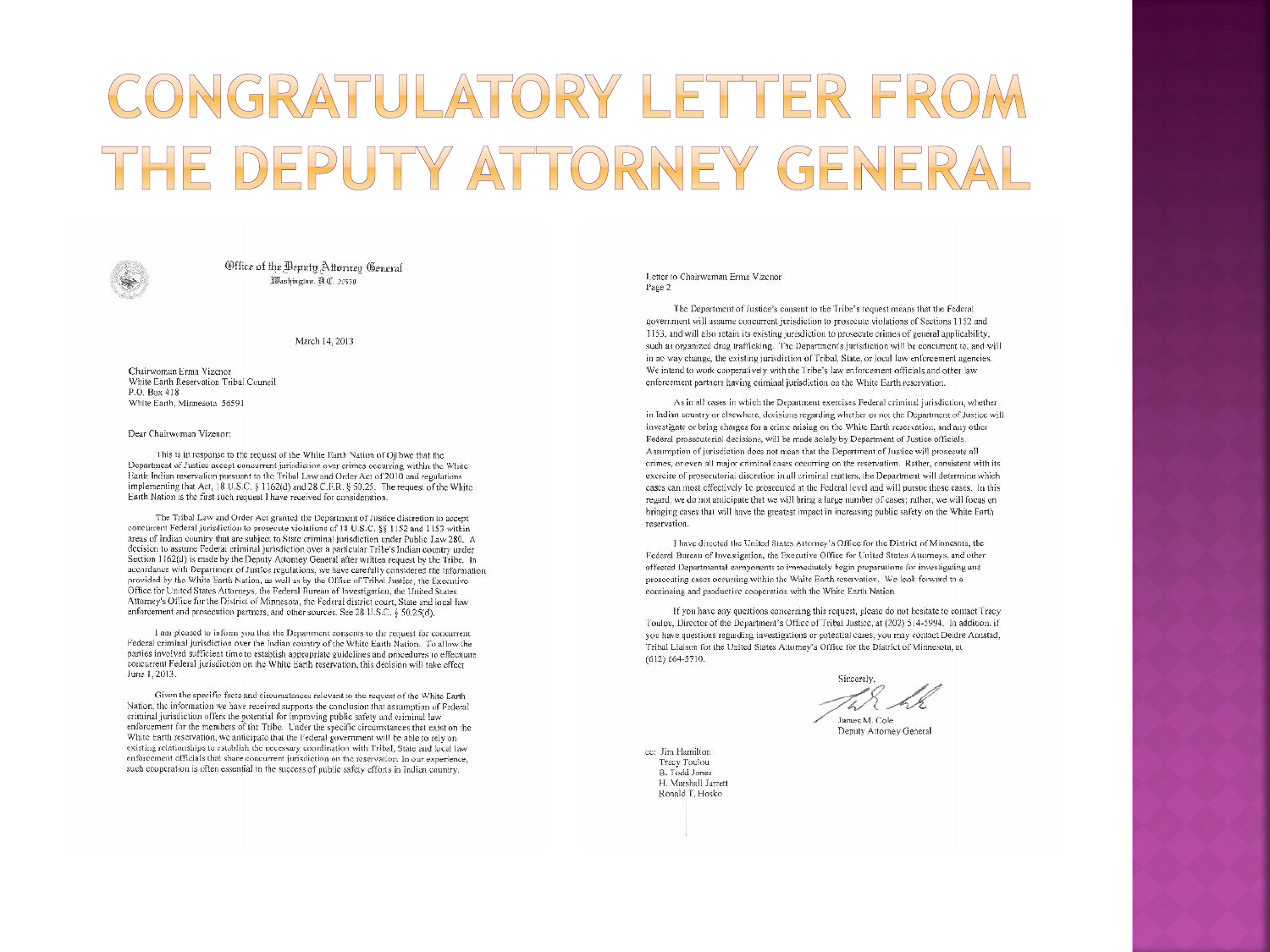# CONGRATULATORY LETTER FROM THE DEPUTY ATTORNEY GENERAL

Office of the Deputy Attorney General
Washington, D.C. 20530

March 14, 2013

Chairwoman Erma Vizenor
White Earth Reservation Tribal Council
P.O. Box 418
White Earth, Minnesota 56591

Dear Chairwoman Vizenor:

This is in response to the request of the White Earth Nation of Ojibwe that the Department of Justice accept concurrent jurisdiction over crimes occurring within the White Earth Indian reservation pursuant to the Tribal Law and Order Act of 2010 and regulations implementing that Act, 18 U.S.C. § 1162(d) and 28 C.F.R. § 50.25. The request of the White Earth Nation is the first such request I have received for consideration.

The Tribal Law and Order Act granted the Department of Justice discretion to accept concurrent Federal jurisdiction to prosecute violations of 18 U.S.C. §§ 1152 and 1153 within areas of Indian country that are subject to State criminal jurisdiction under Public Law 280. A decision to assume Federal criminal jurisdiction over a particular Tribe's Indian country under Section 1162(d) is made by the Deputy Attorney General after written request by the Tribe. In accordance with Department of Justice regulations, we have carefully considered the information provided by the White Earth Nation, as well as by the Office of Tribal Justice, the Executive Office for United States Attorneys, the Federal Bureau of Investigation, the United States Attorney's Office for the District of Minnesota, the Federal district court, State and local law enforcement and prosecution partners, and other sources. See 28 U.S.C. § 50.25(d).

I am pleased to inform you that the Department consents to the request for concurrent Federal criminal jurisdiction over the Indian country of the White Earth Nation. To allow the parties involved sufficient time to establish appropriate guidelines and procedures to effectuate concurrent Federal jurisdiction on the White Earth reservation, this decision will take effect June 1, 2013.

Given the specific facts and circumstances relevant to the request of the White Earth Nation, the information we have received supports the conclusion that assumption of Federal criminal jurisdiction offers the potential for improving public safety and criminal law enforcement for the members of the Tribe. Under the specific circumstances that exist on the White Earth reservation, we anticipate that the Federal government will be able to rely on existing relationships to establish the necessary coordination with Tribal, State and local law enforcement officials that share concurrent jurisdiction on the reservation. In our experience, such cooperation is often essential to the success of public safety efforts in Indian country.

Letter to Chairwoman Erma Vizenor
Page 2

The Department of Justice's consent to the Tribe's request means that the Federal government will assume concurrent jurisdiction to prosecute violations of Sections 1152 and 1153, and will also retain its existing jurisdiction to prosecute crimes of general applicability, such as organized drug trafficking. The Department's jurisdiction will be concurrent to, and will in no way change, the existing jurisdiction of Tribal, State, or local law enforcement agencies. We intend to work cooperatively with the Tribe's law enforcement officials and other law enforcement partners having criminal jurisdiction on the White Earth reservation.

As in all cases in which the Department exercises Federal criminal jurisdiction, whether in Indian country or elsewhere, decisions regarding whether or not the Department of Justice will investigate or bring charges for a crime arising on the White Earth reservation, and any other Federal prosecutorial decisions, will be made solely by Department of Justice officials. Assumption of jurisdiction does not mean that the Department of Justice will prosecute all crimes, or even all major criminal cases occurring on the reservation. Rather, consistent with its exercise of prosecutorial discretion in all criminal matters, the Department will determine which cases can most effectively be prosecuted at the Federal level and will pursue these cases. In this regard, we do not anticipate that we will bring a large number of cases; rather, we will focus on bringing cases that will have the greatest impact in increasing public safety on the White Earth reservation.

I have directed the United States Attorney's Office for the District of Minnesota, the Federal Bureau of Investigation, the Executive Office for United States Attorneys, and other affected Departmental components to immediately begin preparations for investigating and prosecuting cases occurring within the White Earth reservation. We look forward to a continuing and productive cooperation with the White Earth Nation.

If you have any questions concerning this request, please do not hesitate to contact Tracy Toulou, Director of the Department's Office of Tribal Justice, at (202) 514-5994. In addition, if you have questions regarding investigations or potential cases, you may contact Deidre Aanstad, Tribal Liaison for the United States Attorney's Office for the District of Minnesota, at (612) 664-5710.

Sincerely,

James M. Cole
Deputy Attorney General

cc: Jim Hamilton
Tracy Toulou
B. Todd Jones
H. Marshall Jarrett
Ronald T. Hosko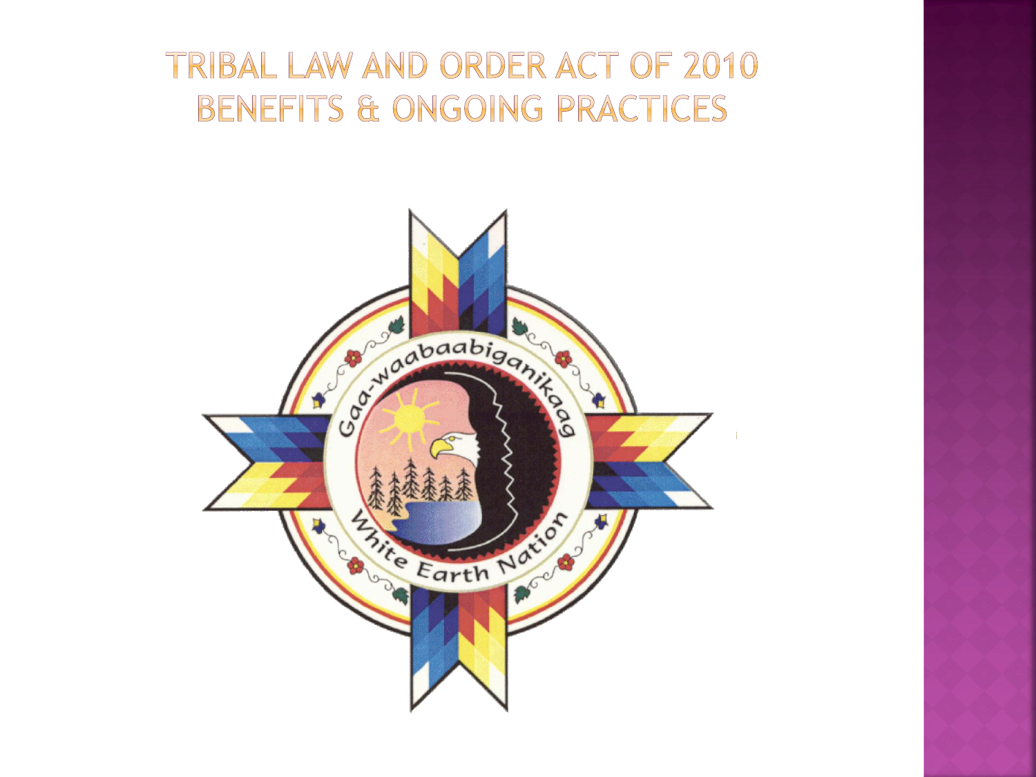# Tribal Law and Order Act of 2010 Benefits & Ongoing Practices

Gaa-waabaabiganikaag

White Earth Nation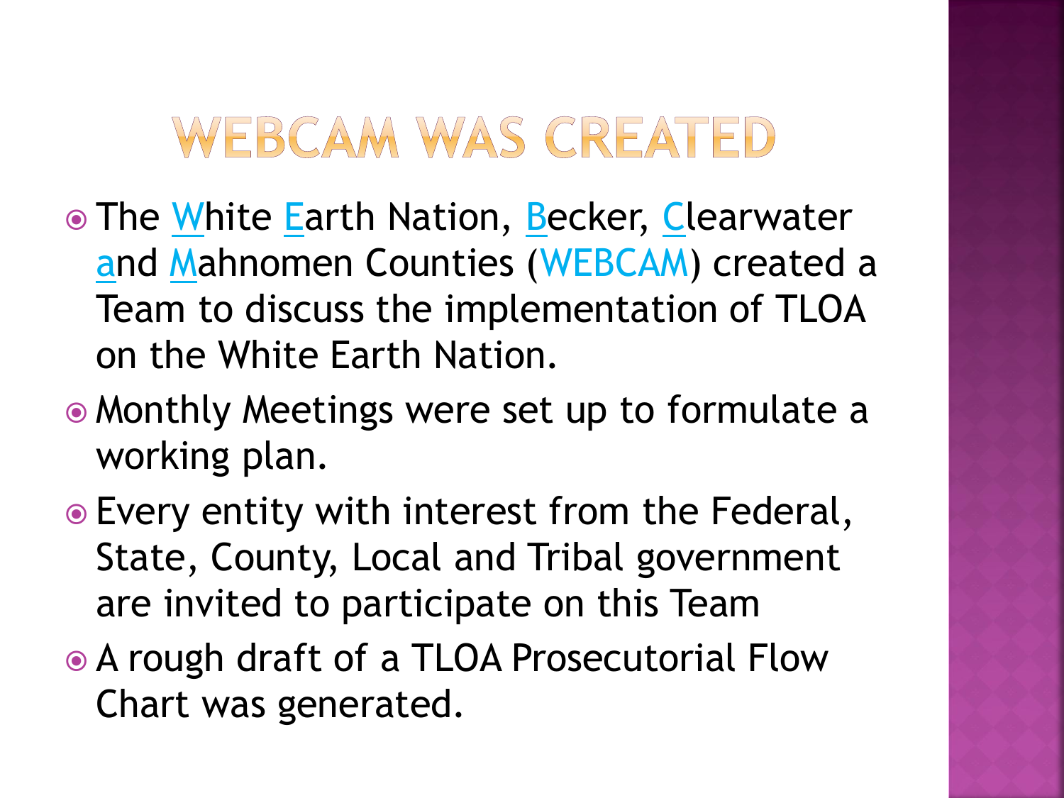# WEBCAM WAS CREATED

- The White Earth Nation, Becker, Clearwater and Mahnomen Counties (WEBCAM) created a Team to discuss the implementation of TLOA on the White Earth Nation.
- Monthly Meetings were set up to formulate a working plan.
- Every entity with interest from the Federal, State, County, Local and Tribal government are invited to participate on this Team
- A rough draft of a TLOA Prosecutorial Flow Chart was generated.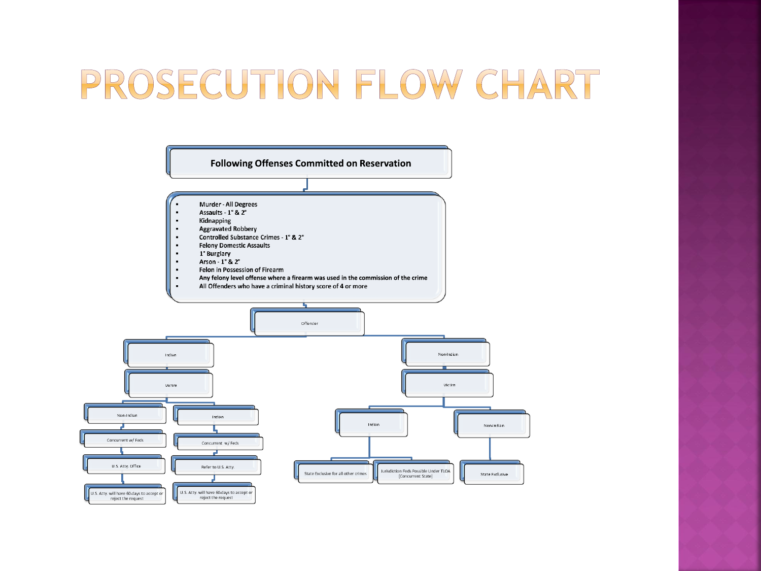# PROSECUTION FLOW CHART

**Following Offenses Committed on Reservation**

- Murder - All Degrees
- Assaults - 1° & 2°
- Kidnapping
- Aggravated Robbery
- Controlled Substance Crimes - 1° & 2°
- Felony Domestic Assaults
- 1° Burglary
- Arson - 1° & 2°
- Felon in Possession of Firearm
- Any felony level offense where a firearm was used in the commission of the crime
- All Offenders who have a criminal history score of 4 or more

Offender

- Indian
  - Victim
    - Non-Indian
      - Concurrent w/ Feds
      - U.S. Atty. Office
      - U.S. Atty. will have 60-days to accept or reject the request
    - Indian
      - Concurrent w/ Feds
      - Refer to U.S. Atty.
      - U.S. Atty. will have 60-days to accept or reject the request
- Non-Indian
  - Victim
    - Indian
      - State Exclusive for all other crimes
      - Jurisdiction Feds Possible Under TLOA [Concurrent State]
    - Non-Indian
      - State Exclusive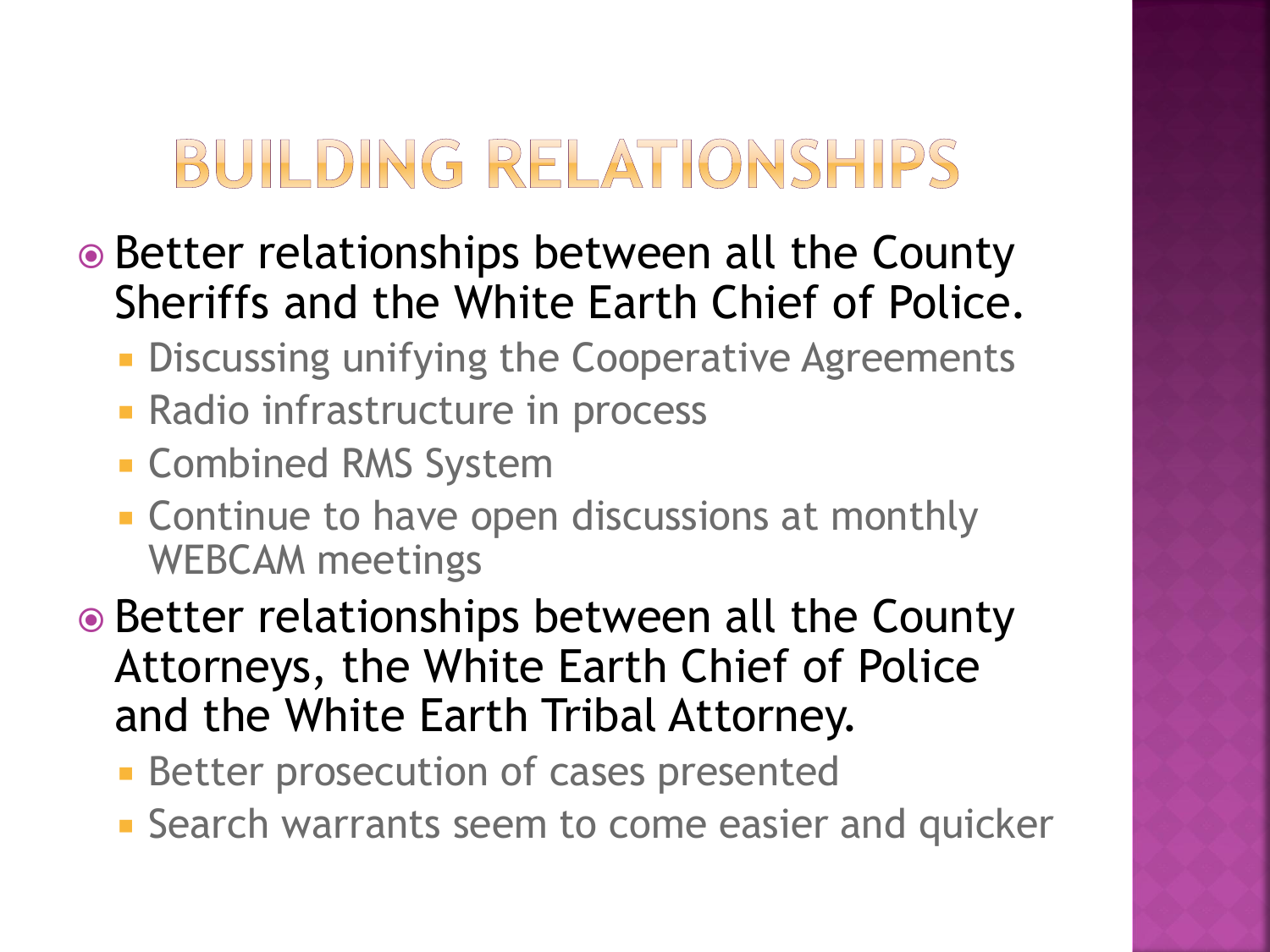# BUILDING RELATIONSHIPS

- Better relationships between all the County Sheriffs and the White Earth Chief of Police.
  - Discussing unifying the Cooperative Agreements
  - Radio infrastructure in process
  - Combined RMS System
  - Continue to have open discussions at monthly WEBCAM meetings
- Better relationships between all the County Attorneys, the White Earth Chief of Police and the White Earth Tribal Attorney.
  - Better prosecution of cases presented
  - Search warrants seem to come easier and quicker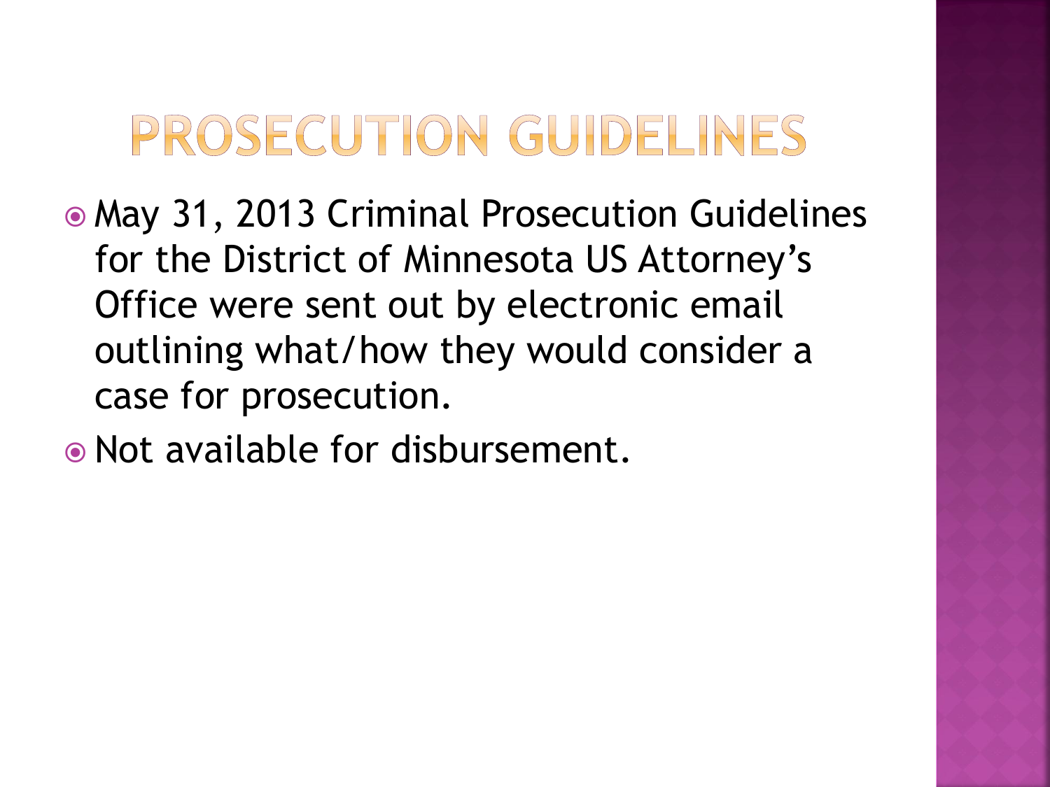# PROSECUTION GUIDELINES

- May 31, 2013 Criminal Prosecution Guidelines for the District of Minnesota US Attorney's Office were sent out by electronic email outlining what/how they would consider a case for prosecution.
- Not available for disbursement.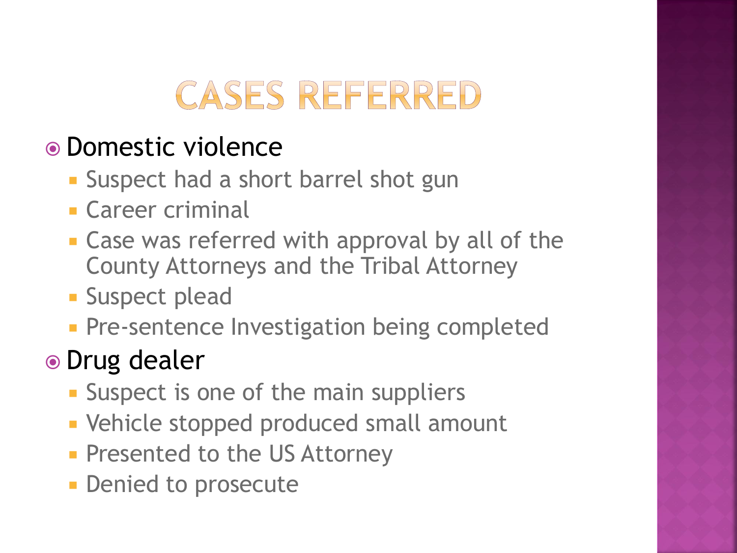# Cases Referred

- Domestic violence
  - Suspect had a short barrel shot gun
  - Career criminal
  - Case was referred with approval by all of the County Attorneys and the Tribal Attorney
  - Suspect plead
  - Pre-sentence Investigation being completed
- Drug dealer
  - Suspect is one of the main suppliers
  - Vehicle stopped produced small amount
  - Presented to the US Attorney
  - Denied to prosecute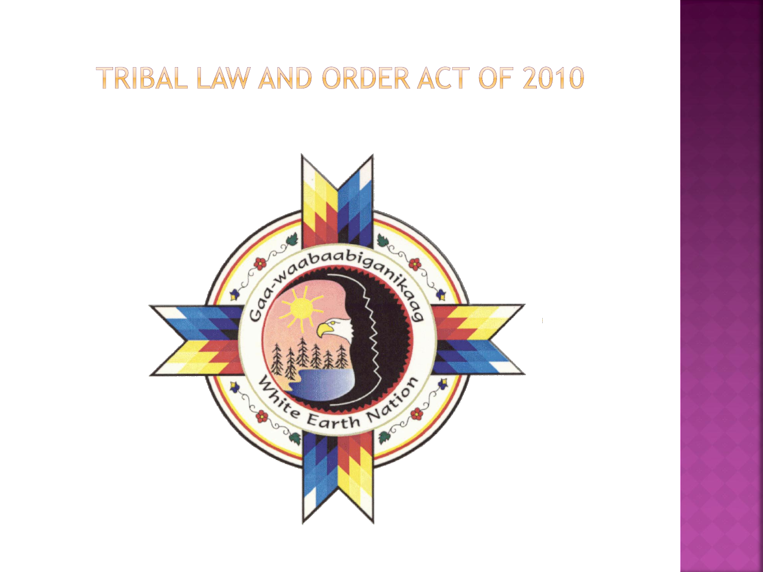# Tribal Law and Order Act of 2010

Gaa-waabaabiganikaag

White Earth Nation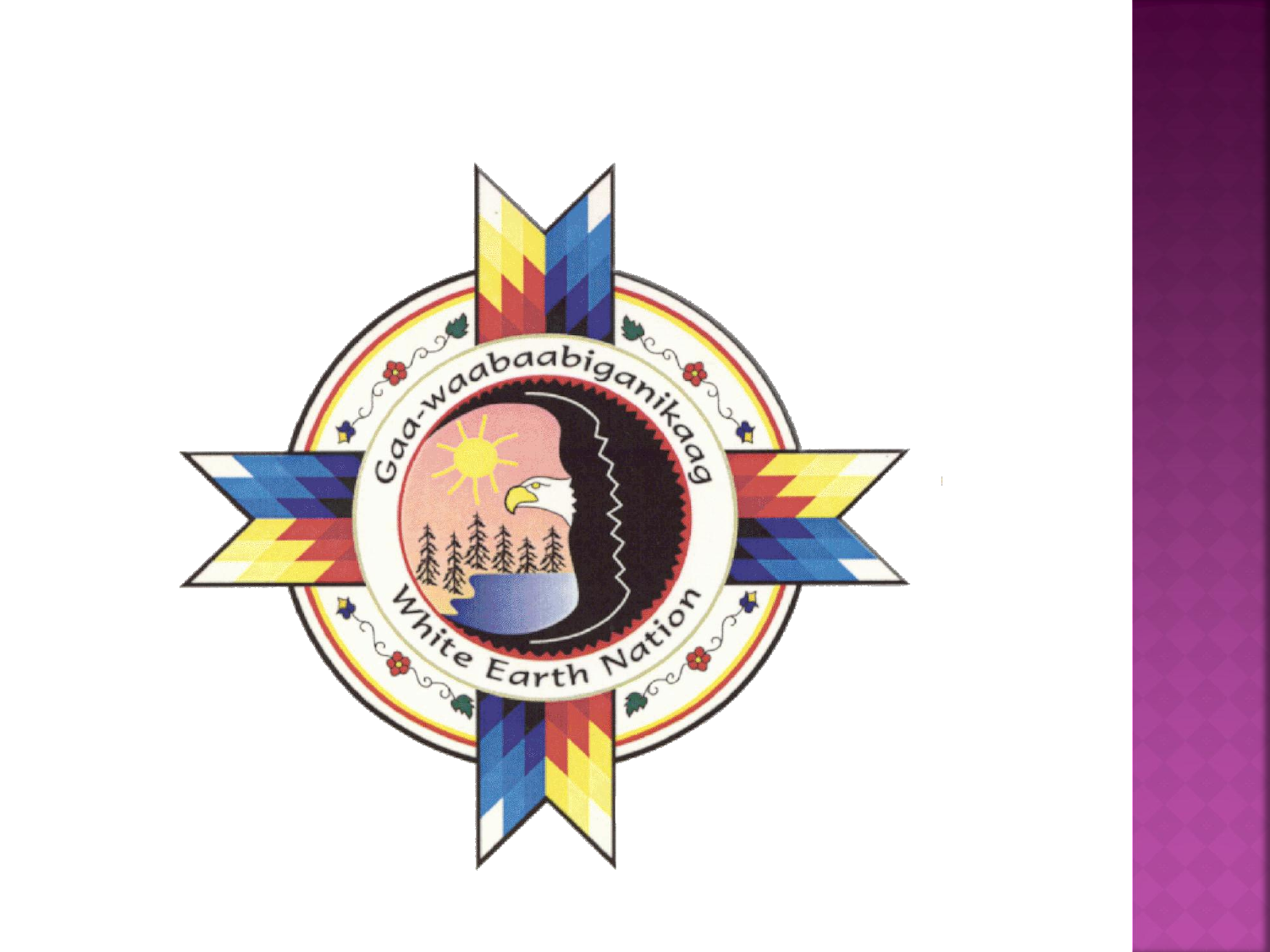Gaa-waabaabiganikaag

White Earth Nation